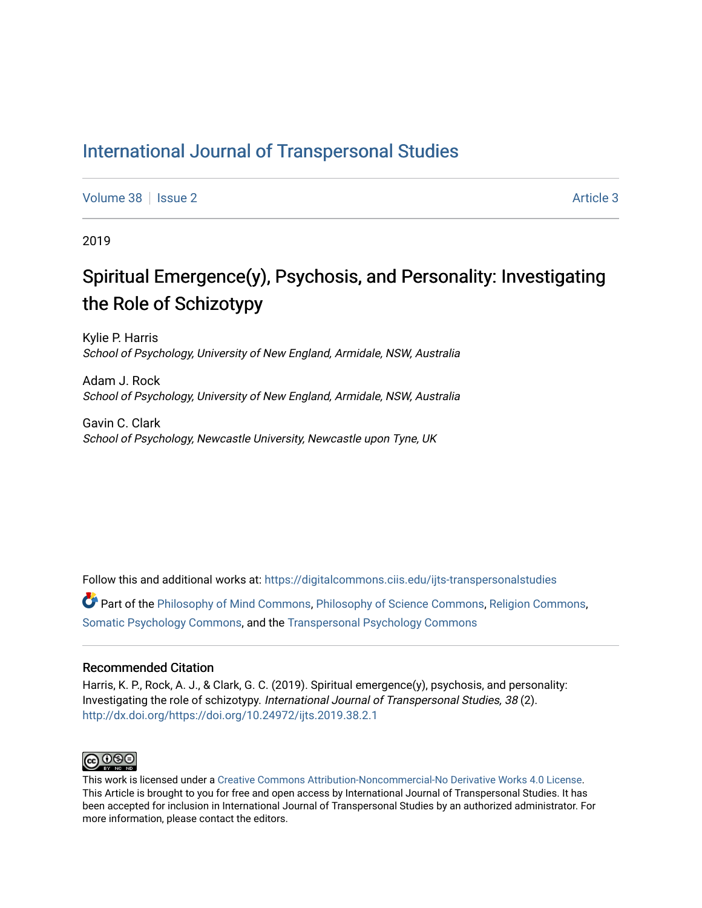# International Journal of Transpersonal Studies

Volume 38 | Issue 2 | Article 3

2019

## Spiritual Emergence(y), Psychosis, and Personality: Investigating the Role of Schizotypy

Kylie P. Harris
*School of Psychology, University of New England, Armidale, NSW, Australia*

Adam J. Rock
*School of Psychology, University of New England, Armidale, NSW, Australia*

Gavin C. Clark
*School of Psychology, Newcastle University, Newcastle upon Tyne, UK*

Follow this and additional works at: https://digitalcommons.ciis.edu/ijts-transpersonalstudies

Part of the Philosophy of Mind Commons, Philosophy of Science Commons, Religion Commons, Somatic Psychology Commons, and the Transpersonal Psychology Commons

### Recommended Citation

Harris, K. P., Rock, A. J., & Clark, G. C. (2019). Spiritual emergence(y), psychosis, and personality: Investigating the role of schizotypy. *International Journal of Transpersonal Studies, 38* (2). http://dx.doi.org/https://doi.org/10.24972/ijts.2019.38.2.1

This work is licensed under a Creative Commons Attribution-Noncommercial-No Derivative Works 4.0 License. This Article is brought to you for free and open access by International Journal of Transpersonal Studies. It has been accepted for inclusion in International Journal of Transpersonal Studies by an authorized administrator. For more information, please contact the editors.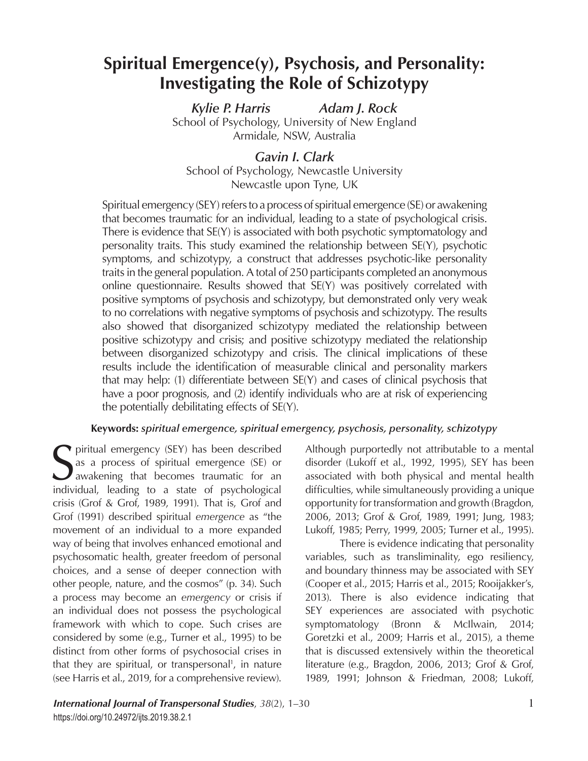# Spiritual Emergence(y), Psychosis, and Personality: Investigating the Role of Schizotypy

*Kylie P. Harris* *Adam J. Rock*
School of Psychology, University of New England
Armidale, NSW, Australia

*Gavin I. Clark*
School of Psychology, Newcastle University
Newcastle upon Tyne, UK

Spiritual emergency (SEY) refers to a process of spiritual emergence (SE) or awakening that becomes traumatic for an individual, leading to a state of psychological crisis. There is evidence that SE(Y) is associated with both psychotic symptomatology and personality traits. This study examined the relationship between SE(Y), psychotic symptoms, and schizotypy, a construct that addresses psychotic-like personality traits in the general population. A total of 250 participants completed an anonymous online questionnaire. Results showed that SE(Y) was positively correlated with positive symptoms of psychosis and schizotypy, but demonstrated only very weak to no correlations with negative symptoms of psychosis and schizotypy. The results also showed that disorganized schizotypy mediated the relationship between positive schizotypy and crisis; and positive schizotypy mediated the relationship between disorganized schizotypy and crisis. The clinical implications of these results include the identification of measurable clinical and personality markers that may help: (1) differentiate between SE(Y) and cases of clinical psychosis that have a poor prognosis, and (2) identify individuals who are at risk of experiencing the potentially debilitating effects of SE(Y).

**Keywords:** *spiritual emergence, spiritual emergency, psychosis, personality, schizotypy*

Spiritual emergency (SEY) has been described as a process of spiritual emergence (SE) or awakening that becomes traumatic for an individual, leading to a state of psychological crisis (Grof & Grof, 1989, 1991). That is, Grof and Grof (1991) described spiritual *emergence* as "the movement of an individual to a more expanded way of being that involves enhanced emotional and psychosomatic health, greater freedom of personal choices, and a sense of deeper connection with other people, nature, and the cosmos" (p. 34). Such a process may become an *emergency* or crisis if an individual does not possess the psychological framework with which to cope. Such crises are considered by some (e.g., Turner et al., 1995) to be distinct from other forms of psychosocial crises in that they are spiritual, or transpersonal[1], in nature (see Harris et al., 2019, for a comprehensive review). Although purportedly not attributable to a mental disorder (Lukoff et al., 1992, 1995), SEY has been associated with both physical and mental health difficulties, while simultaneously providing a unique opportunity for transformation and growth (Bragdon, 2006, 2013; Grof & Grof, 1989, 1991; Jung, 1983; Lukoff, 1985; Perry, 1999, 2005; Turner et al., 1995).

There is evidence indicating that personality variables, such as transliminality, ego resiliency, and boundary thinness may be associated with SEY (Cooper et al., 2015; Harris et al., 2015; Rooijakker's, 2013). There is also evidence indicating that SEY experiences are associated with psychotic symptomatology (Bronn & McIlwain, 2014; Goretzki et al., 2009; Harris et al., 2015), a theme that is discussed extensively within the theoretical literature (e.g., Bragdon, 2006, 2013; Grof & Grof, 1989, 1991; Johnson & Friedman, 2008; Lukoff,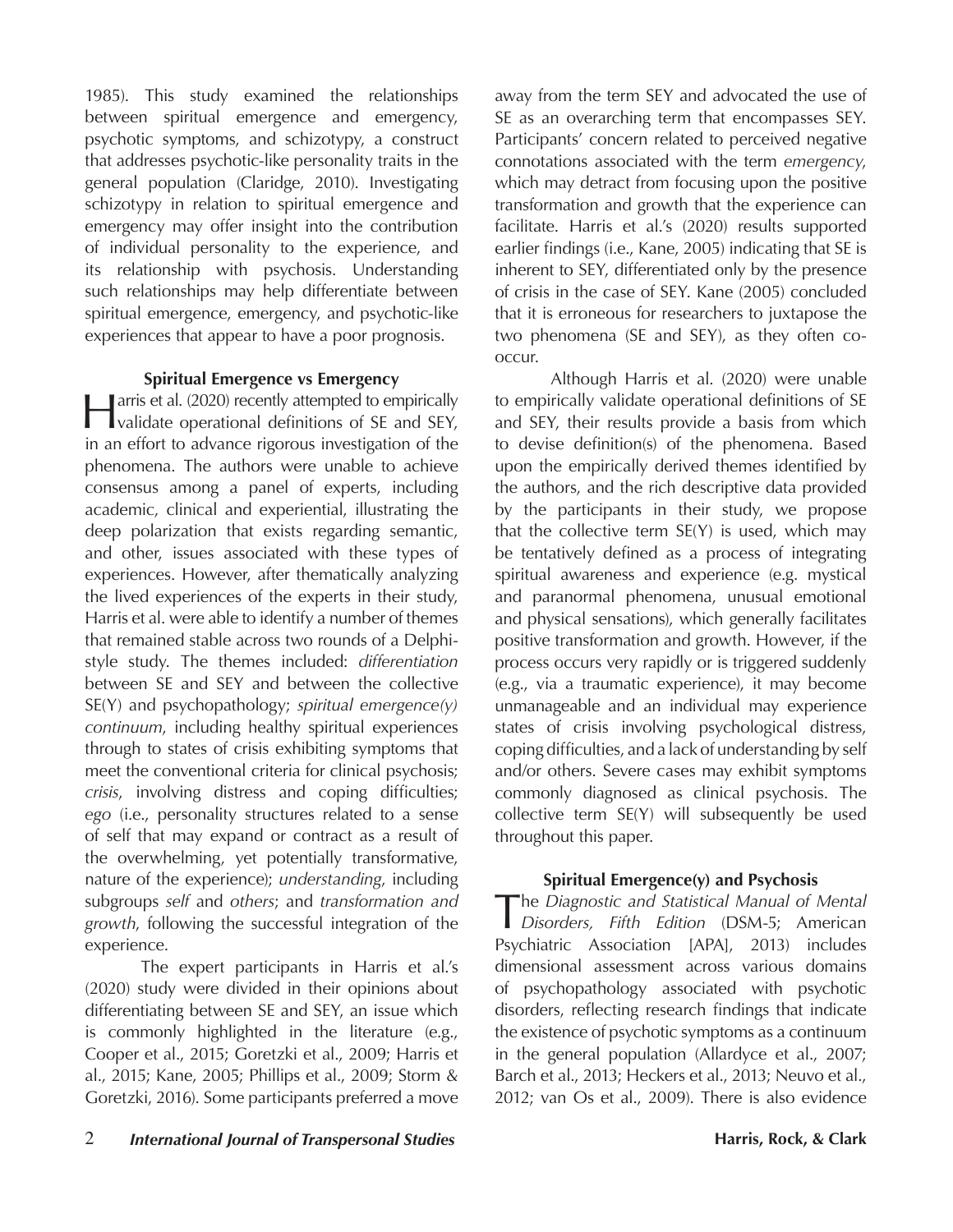1985). This study examined the relationships between spiritual emergence and emergency, psychotic symptoms, and schizotypy, a construct that addresses psychotic-like personality traits in the general population (Claridge, 2010). Investigating schizotypy in relation to spiritual emergence and emergency may offer insight into the contribution of individual personality to the experience, and its relationship with psychosis. Understanding such relationships may help differentiate between spiritual emergence, emergency, and psychotic-like experiences that appear to have a poor prognosis.

## Spiritual Emergence vs Emergency

Harris et al. (2020) recently attempted to empirically validate operational definitions of SE and SEY, in an effort to advance rigorous investigation of the phenomena. The authors were unable to achieve consensus among a panel of experts, including academic, clinical and experiential, illustrating the deep polarization that exists regarding semantic, and other, issues associated with these types of experiences. However, after thematically analyzing the lived experiences of the experts in their study, Harris et al. were able to identify a number of themes that remained stable across two rounds of a Delphi-style study. The themes included: *differentiation* between SE and SEY and between the collective SE(Y) and psychopathology; *spiritual emergence(y) continuum*, including healthy spiritual experiences through to states of crisis exhibiting symptoms that meet the conventional criteria for clinical psychosis; *crisis*, involving distress and coping difficulties; *ego* (i.e., personality structures related to a sense of self that may expand or contract as a result of the overwhelming, yet potentially transformative, nature of the experience); *understanding*, including subgroups *self* and *others*; and *transformation and growth*, following the successful integration of the experience.

The expert participants in Harris et al.'s (2020) study were divided in their opinions about differentiating between SE and SEY, an issue which is commonly highlighted in the literature (e.g., Cooper et al., 2015; Goretzki et al., 2009; Harris et al., 2015; Kane, 2005; Phillips et al., 2009; Storm & Goretzki, 2016). Some participants preferred a move away from the term SEY and advocated the use of SE as an overarching term that encompasses SEY. Participants' concern related to perceived negative connotations associated with the term *emergency*, which may detract from focusing upon the positive transformation and growth that the experience can facilitate. Harris et al.'s (2020) results supported earlier findings (i.e., Kane, 2005) indicating that SE is inherent to SEY, differentiated only by the presence of crisis in the case of SEY. Kane (2005) concluded that it is erroneous for researchers to juxtapose the two phenomena (SE and SEY), as they often co-occur.

Although Harris et al. (2020) were unable to empirically validate operational definitions of SE and SEY, their results provide a basis from which to devise definition(s) of the phenomena. Based upon the empirically derived themes identified by the authors, and the rich descriptive data provided by the participants in their study, we propose that the collective term SE(Y) is used, which may be tentatively defined as a process of integrating spiritual awareness and experience (e.g. mystical and paranormal phenomena, unusual emotional and physical sensations), which generally facilitates positive transformation and growth. However, if the process occurs very rapidly or is triggered suddenly (e.g., via a traumatic experience), it may become unmanageable and an individual may experience states of crisis involving psychological distress, coping difficulties, and a lack of understanding by self and/or others. Severe cases may exhibit symptoms commonly diagnosed as clinical psychosis. The collective term SE(Y) will subsequently be used throughout this paper.

## Spiritual Emergence(y) and Psychosis

The *Diagnostic and Statistical Manual of Mental Disorders, Fifth Edition* (DSM-5; American Psychiatric Association [APA], 2013) includes dimensional assessment across various domains of psychopathology associated with psychotic disorders, reflecting research findings that indicate the existence of psychotic symptoms as a continuum in the general population (Allardyce et al., 2007; Barch et al., 2013; Heckers et al., 2013; Neuvo et al., 2012; van Os et al., 2009). There is also evidence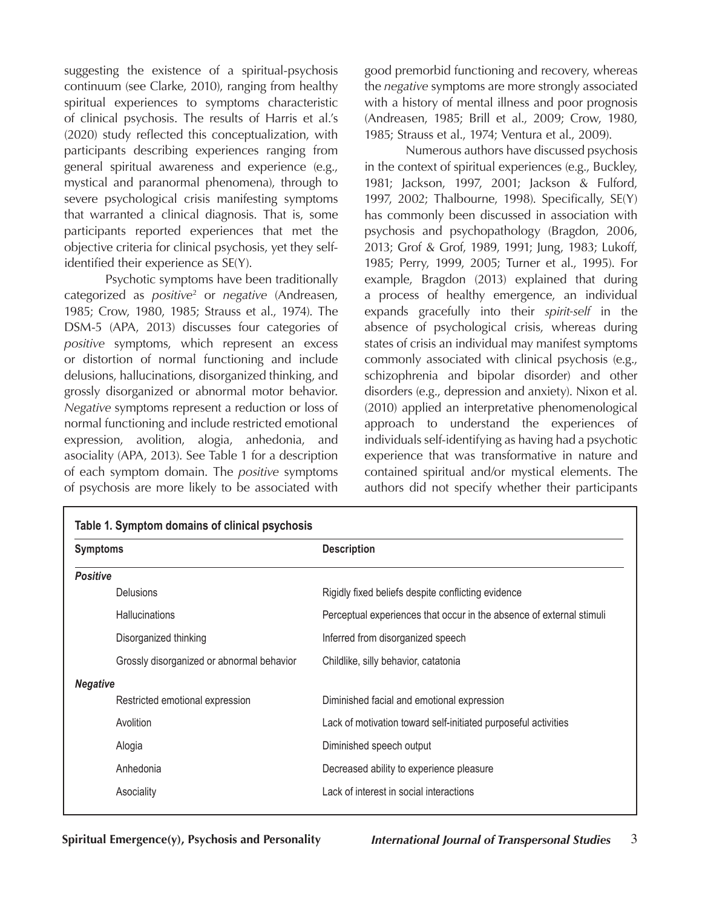suggesting the existence of a spiritual-psychosis continuum (see Clarke, 2010), ranging from healthy spiritual experiences to symptoms characteristic of clinical psychosis. The results of Harris et al.'s (2020) study reflected this conceptualization, with participants describing experiences ranging from general spiritual awareness and experience (e.g., mystical and paranormal phenomena), through to severe psychological crisis manifesting symptoms that warranted a clinical diagnosis. That is, some participants reported experiences that met the objective criteria for clinical psychosis, yet they self-identified their experience as SE(Y).

Psychotic symptoms have been traditionally categorized as *positive*[2] or *negative* (Andreasen, 1985; Crow, 1980, 1985; Strauss et al., 1974). The DSM-5 (APA, 2013) discusses four categories of *positive* symptoms, which represent an excess or distortion of normal functioning and include delusions, hallucinations, disorganized thinking, and grossly disorganized or abnormal motor behavior. *Negative* symptoms represent a reduction or loss of normal functioning and include restricted emotional expression, avolition, alogia, anhedonia, and asociality (APA, 2013). See Table 1 for a description of each symptom domain. The *positive* symptoms of psychosis are more likely to be associated with good premorbid functioning and recovery, whereas the *negative* symptoms are more strongly associated with a history of mental illness and poor prognosis (Andreasen, 1985; Brill et al., 2009; Crow, 1980, 1985; Strauss et al., 1974; Ventura et al., 2009).

Numerous authors have discussed psychosis in the context of spiritual experiences (e.g., Buckley, 1981; Jackson, 1997, 2001; Jackson & Fulford, 1997, 2002; Thalbourne, 1998). Specifically, SE(Y) has commonly been discussed in association with psychosis and psychopathology (Bragdon, 2006, 2013; Grof & Grof, 1989, 1991; Jung, 1983; Lukoff, 1985; Perry, 1999, 2005; Turner et al., 1995). For example, Bragdon (2013) explained that during a process of healthy emergence, an individual expands gracefully into their *spirit-self* in the absence of psychological crisis, whereas during states of crisis an individual may manifest symptoms commonly associated with clinical psychosis (e.g., schizophrenia and bipolar disorder) and other disorders (e.g., depression and anxiety). Nixon et al. (2010) applied an interpretative phenomenological approach to understand the experiences of individuals self-identifying as having had a psychotic experience that was transformative in nature and contained spiritual and/or mystical elements. The authors did not specify whether their participants

**Table 1. Symptom domains of clinical psychosis**

| Symptoms | Description |
|---|---|
| ***Positive*** | |
| Delusions | Rigidly fixed beliefs despite conflicting evidence |
| Hallucinations | Perceptual experiences that occur in the absence of external stimuli |
| Disorganized thinking | Inferred from disorganized speech |
| Grossly disorganized or abnormal behavior | Childlike, silly behavior, catatonia |
| ***Negative*** | |
| Restricted emotional expression | Diminished facial and emotional expression |
| Avolition | Lack of motivation toward self-initiated purposeful activities |
| Alogia | Diminished speech output |
| Anhedonia | Decreased ability to experience pleasure |
| Asociality | Lack of interest in social interactions |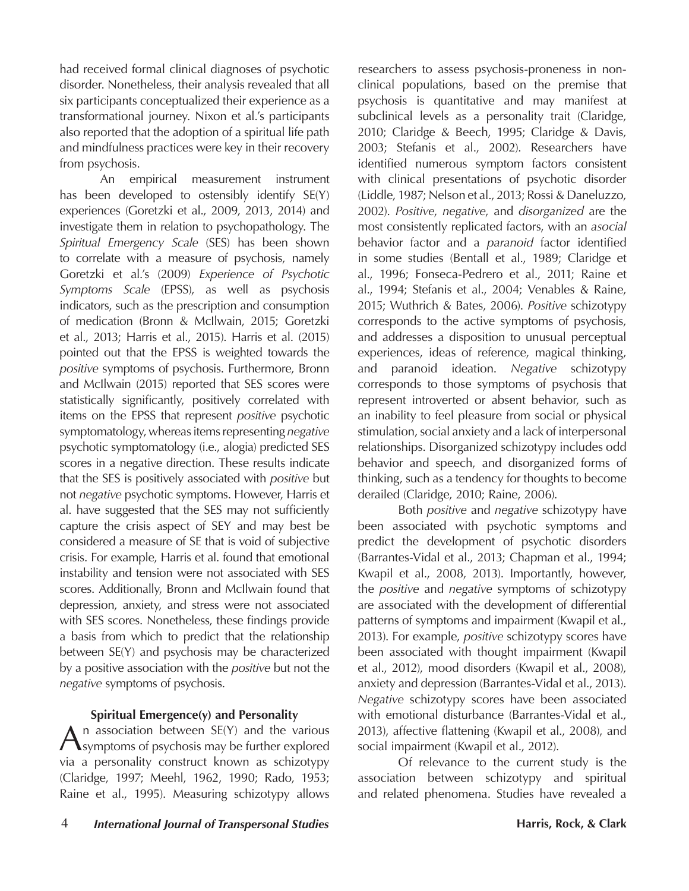had received formal clinical diagnoses of psychotic disorder. Nonetheless, their analysis revealed that all six participants conceptualized their experience as a transformational journey. Nixon et al.'s participants also reported that the adoption of a spiritual life path and mindfulness practices were key in their recovery from psychosis.

An empirical measurement instrument has been developed to ostensibly identify SE(Y) experiences (Goretzki et al., 2009, 2013, 2014) and investigate them in relation to psychopathology. The *Spiritual Emergency Scale* (SES) has been shown to correlate with a measure of psychosis, namely Goretzki et al.'s (2009) *Experience of Psychotic Symptoms Scale* (EPSS), as well as psychosis indicators, such as the prescription and consumption of medication (Bronn & McIlwain, 2015; Goretzki et al., 2013; Harris et al., 2015). Harris et al. (2015) pointed out that the EPSS is weighted towards the *positive* symptoms of psychosis. Furthermore, Bronn and McIlwain (2015) reported that SES scores were statistically significantly, positively correlated with items on the EPSS that represent *positive* psychotic symptomatology, whereas items representing *negative* psychotic symptomatology (i.e., alogia) predicted SES scores in a negative direction. These results indicate that the SES is positively associated with *positive* but not *negative* psychotic symptoms. However, Harris et al. have suggested that the SES may not sufficiently capture the crisis aspect of SEY and may best be considered a measure of SE that is void of subjective crisis. For example, Harris et al. found that emotional instability and tension were not associated with SES scores. Additionally, Bronn and McIlwain found that depression, anxiety, and stress were not associated with SES scores. Nonetheless, these findings provide a basis from which to predict that the relationship between SE(Y) and psychosis may be characterized by a positive association with the *positive* but not the *negative* symptoms of psychosis.

### Spiritual Emergence(y) and Personality

An association between SE(Y) and the various symptoms of psychosis may be further explored via a personality construct known as schizotypy (Claridge, 1997; Meehl, 1962, 1990; Rado, 1953; Raine et al., 1995). Measuring schizotypy allows researchers to assess psychosis-proneness in non-clinical populations, based on the premise that psychosis is quantitative and may manifest at subclinical levels as a personality trait (Claridge, 2010; Claridge & Beech, 1995; Claridge & Davis, 2003; Stefanis et al., 2002). Researchers have identified numerous symptom factors consistent with clinical presentations of psychotic disorder (Liddle, 1987; Nelson et al., 2013; Rossi & Daneluzzo, 2002). *Positive*, *negative*, and *disorganized* are the most consistently replicated factors, with an *asocial* behavior factor and a *paranoid* factor identified in some studies (Bentall et al., 1989; Claridge et al., 1996; Fonseca-Pedrero et al., 2011; Raine et al., 1994; Stefanis et al., 2004; Venables & Raine, 2015; Wuthrich & Bates, 2006). *Positive* schizotypy corresponds to the active symptoms of psychosis, and addresses a disposition to unusual perceptual experiences, ideas of reference, magical thinking, and paranoid ideation. *Negative* schizotypy corresponds to those symptoms of psychosis that represent introverted or absent behavior, such as an inability to feel pleasure from social or physical stimulation, social anxiety and a lack of interpersonal relationships. Disorganized schizotypy includes odd behavior and speech, and disorganized forms of thinking, such as a tendency for thoughts to become derailed (Claridge, 2010; Raine, 2006).

Both *positive* and *negative* schizotypy have been associated with psychotic symptoms and predict the development of psychotic disorders (Barrantes-Vidal et al., 2013; Chapman et al., 1994; Kwapil et al., 2008, 2013). Importantly, however, the *positive* and *negative* symptoms of schizotypy are associated with the development of differential patterns of symptoms and impairment (Kwapil et al., 2013). For example, *positive* schizotypy scores have been associated with thought impairment (Kwapil et al., 2012), mood disorders (Kwapil et al., 2008), anxiety and depression (Barrantes-Vidal et al., 2013). *Negative* schizotypy scores have been associated with emotional disturbance (Barrantes-Vidal et al., 2013), affective flattening (Kwapil et al., 2008), and social impairment (Kwapil et al., 2012).

Of relevance to the current study is the association between schizotypy and spiritual and related phenomena. Studies have revealed a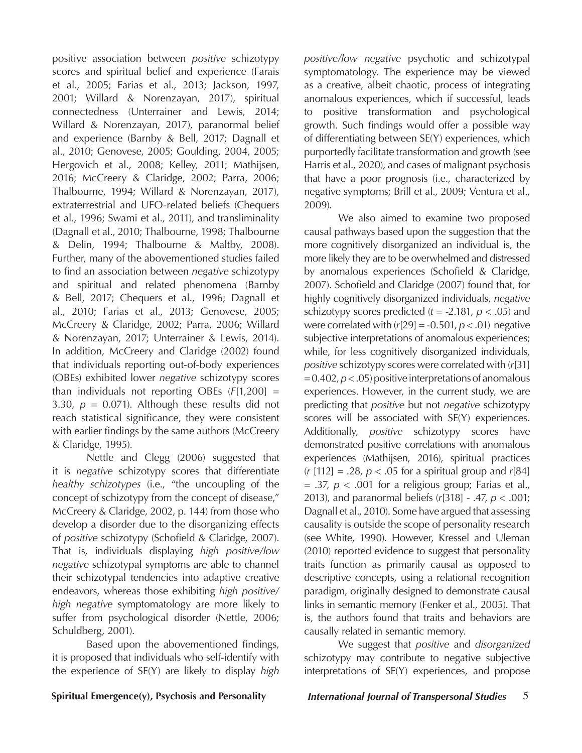positive association between *positive* schizotypy scores and spiritual belief and experience (Farais et al., 2005; Farias et al., 2013; Jackson, 1997, 2001; Willard & Norenzayan, 2017), spiritual connectedness (Unterrainer and Lewis, 2014; Willard & Norenzayan, 2017), paranormal belief and experience (Barnby & Bell, 2017; Dagnall et al., 2010; Genovese, 2005; Goulding, 2004, 2005; Hergovich et al., 2008; Kelley, 2011; Mathijsen, 2016; McCreery & Claridge, 2002; Parra, 2006; Thalbourne, 1994; Willard & Norenzayan, 2017), extraterrestrial and UFO-related beliefs (Chequers et al., 1996; Swami et al., 2011), and transliminality (Dagnall et al., 2010; Thalbourne, 1998; Thalbourne & Delin, 1994; Thalbourne & Maltby, 2008). Further, many of the abovementioned studies failed to find an association between *negative* schizotypy and spiritual and related phenomena (Barnby & Bell, 2017; Chequers et al., 1996; Dagnall et al., 2010; Farias et al., 2013; Genovese, 2005; McCreery & Claridge, 2002; Parra, 2006; Willard & Norenzayan, 2017; Unterrainer & Lewis, 2014). In addition, McCreery and Claridge (2002) found that individuals reporting out-of-body experiences (OBEs) exhibited lower *negative* schizotypy scores than individuals not reporting OBEs ($F[1,200]$ = 3.30, $p$ = 0.071). Although these results did not reach statistical significance, they were consistent with earlier findings by the same authors (McCreery & Claridge, 1995).

Nettle and Clegg (2006) suggested that it is *negative* schizotypy scores that differentiate *healthy schizotypes* (i.e., "the uncoupling of the concept of schizotypy from the concept of disease," McCreery & Claridge, 2002, p. 144) from those who develop a disorder due to the disorganizing effects of *positive* schizotypy (Schofield & Claridge, 2007). That is, individuals displaying *high positive/low negative* schizotypal symptoms are able to channel their schizotypal tendencies into adaptive creative endeavors, whereas those exhibiting *high positive/high negative* symptomatology are more likely to suffer from psychological disorder (Nettle, 2006; Schuldberg, 2001).

Based upon the abovementioned findings, it is proposed that individuals who self-identify with the experience of SE(Y) are likely to display *high positive/low negative* psychotic and schizotypal symptomatology. The experience may be viewed as a creative, albeit chaotic, process of integrating anomalous experiences, which if successful, leads to positive transformation and psychological growth. Such findings would offer a possible way of differentiating between SE(Y) experiences, which purportedly facilitate transformation and growth (see Harris et al., 2020), and cases of malignant psychosis that have a poor prognosis (i.e., characterized by negative symptoms; Brill et al., 2009; Ventura et al., 2009).

We also aimed to examine two proposed causal pathways based upon the suggestion that the more cognitively disorganized an individual is, the more likely they are to be overwhelmed and distressed by anomalous experiences (Schofield & Claridge, 2007). Schofield and Claridge (2007) found that, for highly cognitively disorganized individuals, *negative* schizotypy scores predicted ($t$ = -2.181, $p$ < .05) and were correlated with ($r[29]$ = -0.501, $p$ < .01) negative subjective interpretations of anomalous experiences; while, for less cognitively disorganized individuals, *positive* schizotypy scores were correlated with ($r[31]$ = 0.402, $p$ < .05) positive interpretations of anomalous experiences. However, in the current study, we are predicting that *positive* but not *negative* schizotypy scores will be associated with SE(Y) experiences. Additionally, *positive* schizotypy scores have demonstrated positive correlations with anomalous experiences (Mathijsen, 2016), spiritual practices ($r$ [112] = .28, $p$ < .05 for a spiritual group and $r[84]$ = .37, $p$ < .001 for a religious group; Farias et al., 2013), and paranormal beliefs ($r[318]$ - .47, $p$ < .001; Dagnall et al., 2010). Some have argued that assessing causality is outside the scope of personality research (see White, 1990). However, Kressel and Uleman (2010) reported evidence to suggest that personality traits function as primarily causal as opposed to descriptive concepts, using a relational recognition paradigm, originally designed to demonstrate causal links in semantic memory (Fenker et al., 2005). That is, the authors found that traits and behaviors are causally related in semantic memory.

We suggest that *positive* and *disorganized* schizotypy may contribute to negative subjective interpretations of SE(Y) experiences, and propose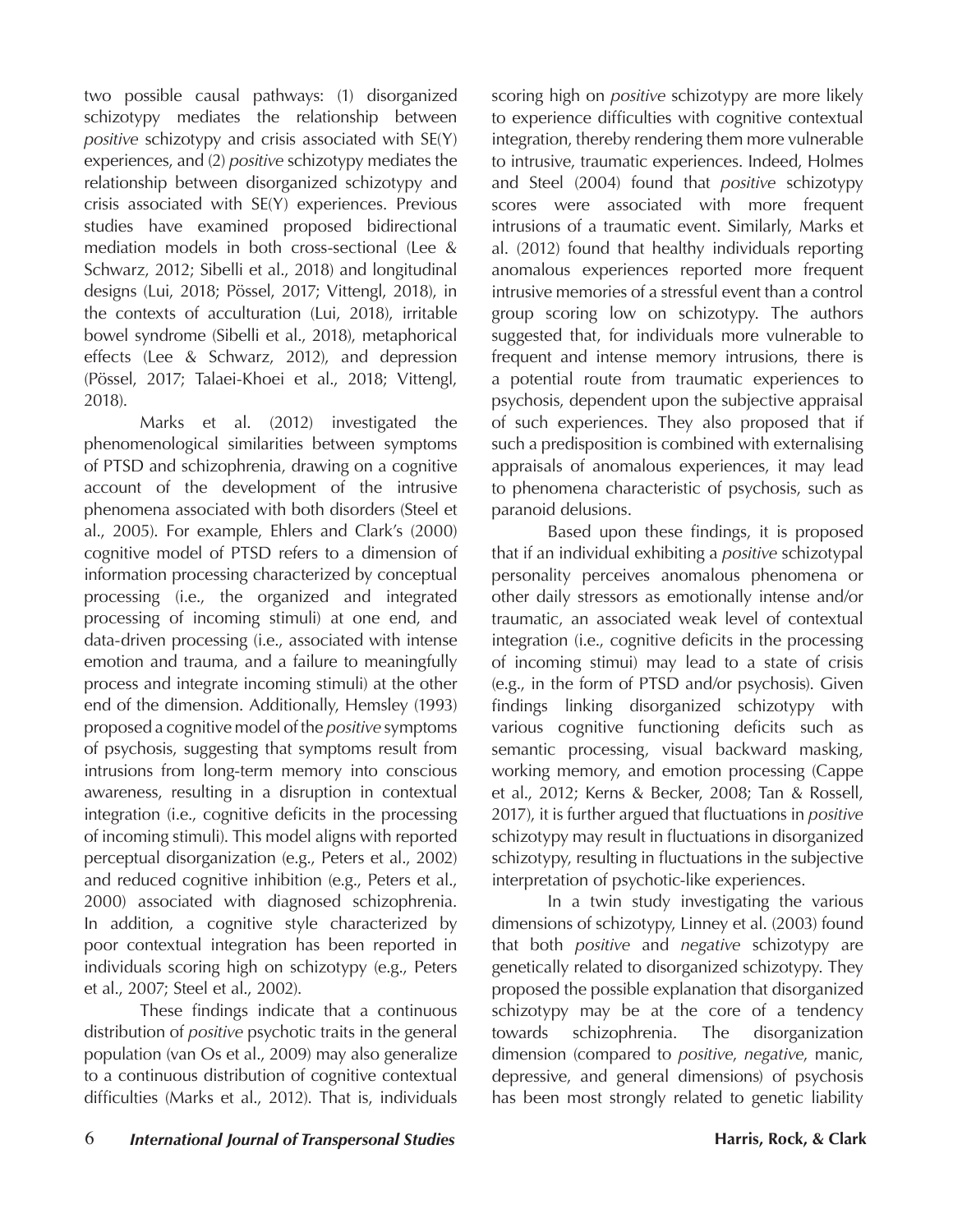two possible causal pathways: (1) disorganized schizotypy mediates the relationship between *positive* schizotypy and crisis associated with SE(Y) experiences, and (2) *positive* schizotypy mediates the relationship between disorganized schizotypy and crisis associated with SE(Y) experiences. Previous studies have examined proposed bidirectional mediation models in both cross-sectional (Lee & Schwarz, 2012; Sibelli et al., 2018) and longitudinal designs (Lui, 2018; Pössel, 2017; Vittengl, 2018), in the contexts of acculturation (Lui, 2018), irritable bowel syndrome (Sibelli et al., 2018), metaphorical effects (Lee & Schwarz, 2012), and depression (Pössel, 2017; Talaei-Khoei et al., 2018; Vittengl, 2018).

Marks et al. (2012) investigated the phenomenological similarities between symptoms of PTSD and schizophrenia, drawing on a cognitive account of the development of the intrusive phenomena associated with both disorders (Steel et al., 2005). For example, Ehlers and Clark's (2000) cognitive model of PTSD refers to a dimension of information processing characterized by conceptual processing (i.e., the organized and integrated processing of incoming stimuli) at one end, and data-driven processing (i.e., associated with intense emotion and trauma, and a failure to meaningfully process and integrate incoming stimuli) at the other end of the dimension. Additionally, Hemsley (1993) proposed a cognitive model of the *positive* symptoms of psychosis, suggesting that symptoms result from intrusions from long-term memory into conscious awareness, resulting in a disruption in contextual integration (i.e., cognitive deficits in the processing of incoming stimuli). This model aligns with reported perceptual disorganization (e.g., Peters et al., 2002) and reduced cognitive inhibition (e.g., Peters et al., 2000) associated with diagnosed schizophrenia. In addition, a cognitive style characterized by poor contextual integration has been reported in individuals scoring high on schizotypy (e.g., Peters et al., 2007; Steel et al., 2002).

These findings indicate that a continuous distribution of *positive* psychotic traits in the general population (van Os et al., 2009) may also generalize to a continuous distribution of cognitive contextual difficulties (Marks et al., 2012). That is, individuals scoring high on *positive* schizotypy are more likely to experience difficulties with cognitive contextual integration, thereby rendering them more vulnerable to intrusive, traumatic experiences. Indeed, Holmes and Steel (2004) found that *positive* schizotypy scores were associated with more frequent intrusions of a traumatic event. Similarly, Marks et al. (2012) found that healthy individuals reporting anomalous experiences reported more frequent intrusive memories of a stressful event than a control group scoring low on schizotypy. The authors suggested that, for individuals more vulnerable to frequent and intense memory intrusions, there is a potential route from traumatic experiences to psychosis, dependent upon the subjective appraisal of such experiences. They also proposed that if such a predisposition is combined with externalising appraisals of anomalous experiences, it may lead to phenomena characteristic of psychosis, such as paranoid delusions.

Based upon these findings, it is proposed that if an individual exhibiting a *positive* schizotypal personality perceives anomalous phenomena or other daily stressors as emotionally intense and/or traumatic, an associated weak level of contextual integration (i.e., cognitive deficits in the processing of incoming stimui) may lead to a state of crisis (e.g., in the form of PTSD and/or psychosis). Given findings linking disorganized schizotypy with various cognitive functioning deficits such as semantic processing, visual backward masking, working memory, and emotion processing (Cappe et al., 2012; Kerns & Becker, 2008; Tan & Rossell, 2017), it is further argued that fluctuations in *positive* schizotypy may result in fluctuations in disorganized schizotypy, resulting in fluctuations in the subjective interpretation of psychotic-like experiences.

In a twin study investigating the various dimensions of schizotypy, Linney et al. (2003) found that both *positive* and *negative* schizotypy are genetically related to disorganized schizotypy. They proposed the possible explanation that disorganized schizotypy may be at the core of a tendency towards schizophrenia. The disorganization dimension (compared to *positive*, *negative*, manic, depressive, and general dimensions) of psychosis has been most strongly related to genetic liability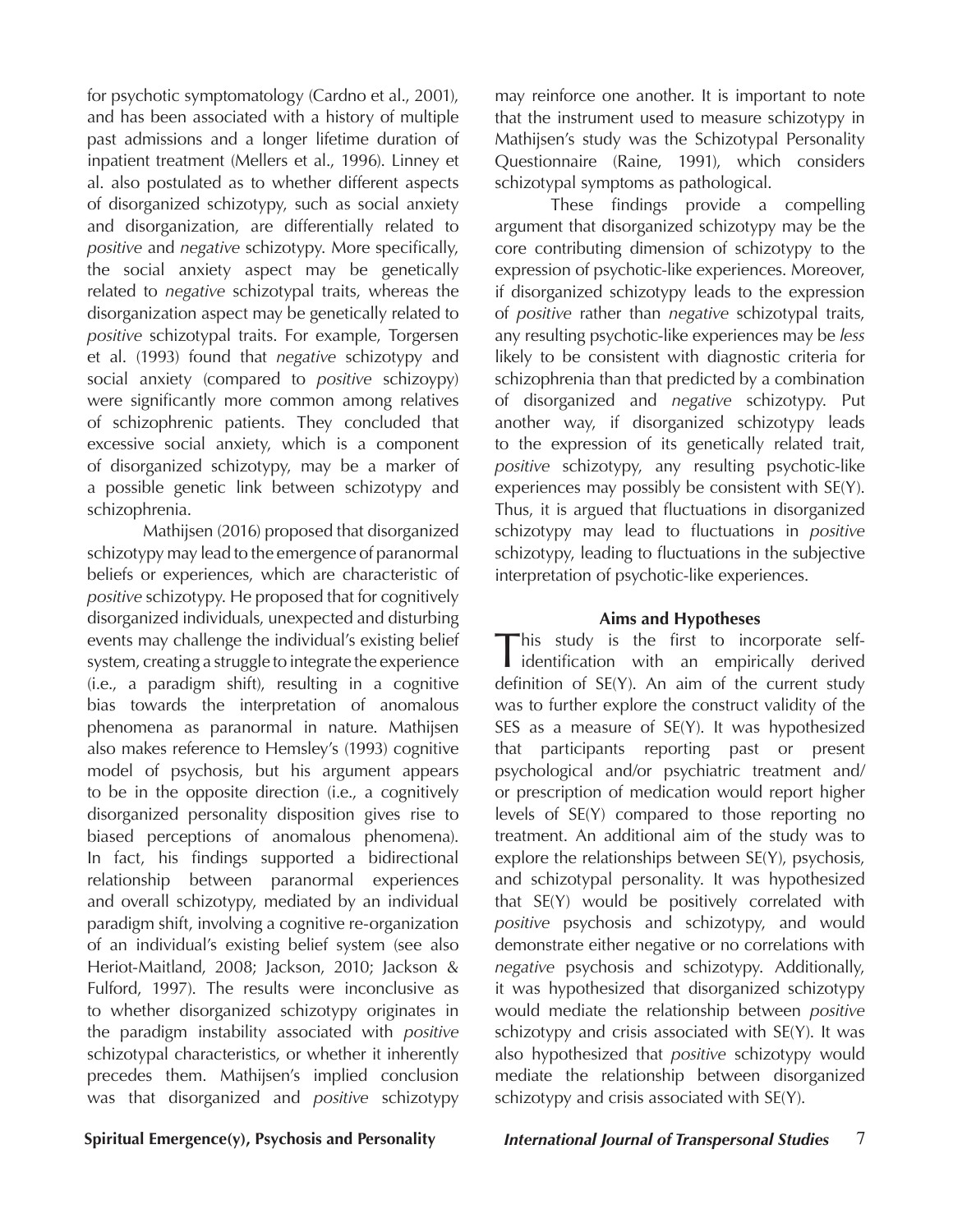for psychotic symptomatology (Cardno et al., 2001), and has been associated with a history of multiple past admissions and a longer lifetime duration of inpatient treatment (Mellers et al., 1996). Linney et al. also postulated as to whether different aspects of disorganized schizotypy, such as social anxiety and disorganization, are differentially related to *positive* and *negative* schizotypy. More specifically, the social anxiety aspect may be genetically related to *negative* schizotypal traits, whereas the disorganization aspect may be genetically related to *positive* schizotypal traits. For example, Torgersen et al. (1993) found that *negative* schizotypy and social anxiety (compared to *positive* schizoypy) were significantly more common among relatives of schizophrenic patients. They concluded that excessive social anxiety, which is a component of disorganized schizotypy, may be a marker of a possible genetic link between schizotypy and schizophrenia.

Mathijsen (2016) proposed that disorganized schizotypy may lead to the emergence of paranormal beliefs or experiences, which are characteristic of *positive* schizotypy. He proposed that for cognitively disorganized individuals, unexpected and disturbing events may challenge the individual's existing belief system, creating a struggle to integrate the experience (i.e., a paradigm shift), resulting in a cognitive bias towards the interpretation of anomalous phenomena as paranormal in nature. Mathijsen also makes reference to Hemsley's (1993) cognitive model of psychosis, but his argument appears to be in the opposite direction (i.e., a cognitively disorganized personality disposition gives rise to biased perceptions of anomalous phenomena). In fact, his findings supported a bidirectional relationship between paranormal experiences and overall schizotypy, mediated by an individual paradigm shift, involving a cognitive re-organization of an individual's existing belief system (see also Heriot-Maitland, 2008; Jackson, 2010; Jackson & Fulford, 1997). The results were inconclusive as to whether disorganized schizotypy originates in the paradigm instability associated with *positive* schizotypal characteristics, or whether it inherently precedes them. Mathijsen's implied conclusion was that disorganized and *positive* schizotypy may reinforce one another. It is important to note that the instrument used to measure schizotypy in Mathijsen's study was the Schizotypal Personality Questionnaire (Raine, 1991), which considers schizotypal symptoms as pathological.

These findings provide a compelling argument that disorganized schizotypy may be the core contributing dimension of schizotypy to the expression of psychotic-like experiences. Moreover, if disorganized schizotypy leads to the expression of *positive* rather than *negative* schizotypal traits, any resulting psychotic-like experiences may be *less* likely to be consistent with diagnostic criteria for schizophrenia than that predicted by a combination of disorganized and *negative* schizotypy. Put another way, if disorganized schizotypy leads to the expression of its genetically related trait, *positive* schizotypy, any resulting psychotic-like experiences may possibly be consistent with SE(Y). Thus, it is argued that fluctuations in disorganized schizotypy may lead to fluctuations in *positive* schizotypy, leading to fluctuations in the subjective interpretation of psychotic-like experiences.

## Aims and Hypotheses

This study is the first to incorporate self-identification with an empirically derived definition of SE(Y). An aim of the current study was to further explore the construct validity of the SES as a measure of SE(Y). It was hypothesized that participants reporting past or present psychological and/or psychiatric treatment and/or prescription of medication would report higher levels of SE(Y) compared to those reporting no treatment. An additional aim of the study was to explore the relationships between SE(Y), psychosis, and schizotypal personality. It was hypothesized that SE(Y) would be positively correlated with *positive* psychosis and schizotypy, and would demonstrate either negative or no correlations with *negative* psychosis and schizotypy. Additionally, it was hypothesized that disorganized schizotypy would mediate the relationship between *positive* schizotypy and crisis associated with SE(Y). It was also hypothesized that *positive* schizotypy would mediate the relationship between disorganized schizotypy and crisis associated with SE(Y).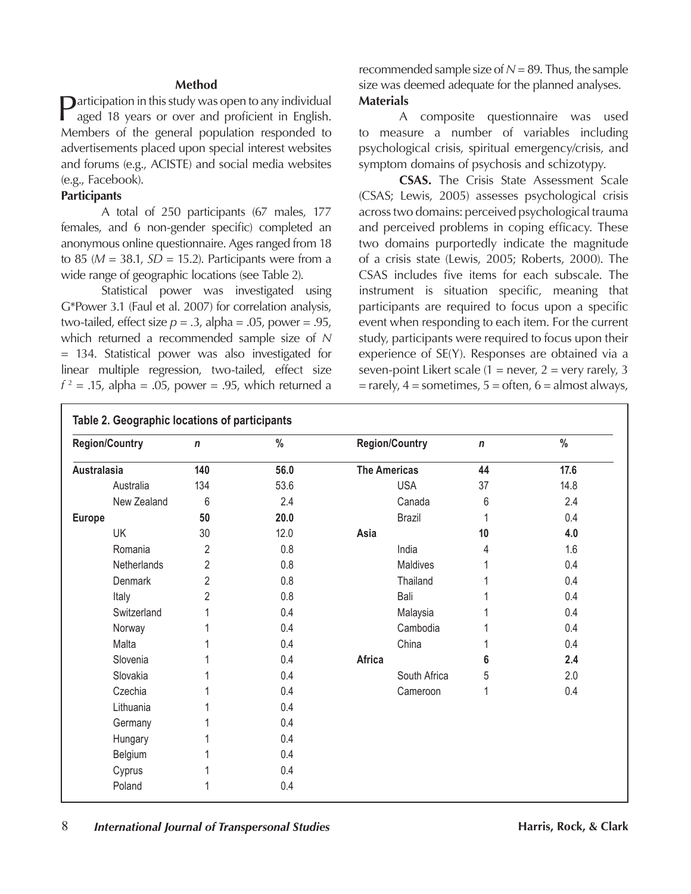## Method

Participation in this study was open to any individual aged 18 years or over and proficient in English. Members of the general population responded to advertisements placed upon special interest websites and forums (e.g., ACISTE) and social media websites (e.g., Facebook).

### Participants

A total of 250 participants (67 males, 177 females, and 6 non-gender specific) completed an anonymous online questionnaire. Ages ranged from 18 to 85 ($M$ = 38.1, $SD$ = 15.2). Participants were from a wide range of geographic locations (see Table 2).

Statistical power was investigated using G*Power 3.1 (Faul et al. 2007) for correlation analysis, two-tailed, effect size $p$ = .3, alpha = .05, power = .95, which returned a recommended sample size of $N$ = 134. Statistical power was also investigated for linear multiple regression, two-tailed, effect size $f^2$ = .15, alpha = .05, power = .95, which returned a recommended sample size of $N$ = 89. Thus, the sample size was deemed adequate for the planned analyses.

### Materials

A composite questionnaire was used to measure a number of variables including psychological crisis, spiritual emergency/crisis, and symptom domains of psychosis and schizotypy.

**CSAS.** The Crisis State Assessment Scale (CSAS; Lewis, 2005) assesses psychological crisis across two domains: perceived psychological trauma and perceived problems in coping efficacy. These two domains purportedly indicate the magnitude of a crisis state (Lewis, 2005; Roberts, 2000). The CSAS includes five items for each subscale. The instrument is situation specific, meaning that participants are required to focus upon a specific event when responding to each item. For the current study, participants were required to focus upon their experience of SE(Y). Responses are obtained via a seven-point Likert scale (1 = never, 2 = very rarely, 3 = rarely, 4 = sometimes, 5 = often, 6 = almost always,

**Table 2. Geographic locations of participants**

| Region/Country | $n$ | % | Region/Country | $n$ | % |
|---|---|---|---|---|---|
| **Australasia** | **140** | **56.0** | **The Americas** | **44** | **17.6** |
| Australia | 134 | 53.6 | USA | 37 | 14.8 |
| New Zealand | 6 | 2.4 | Canada | 6 | 2.4 |
| **Europe** | **50** | **20.0** | Brazil | 1 | 0.4 |
| UK | 30 | 12.0 | **Asia** | **10** | **4.0** |
| Romania | 2 | 0.8 | India | 4 | 1.6 |
| Netherlands | 2 | 0.8 | Maldives | 1 | 0.4 |
| Denmark | 2 | 0.8 | Thailand | 1 | 0.4 |
| Italy | 2 | 0.8 | Bali | 1 | 0.4 |
| Switzerland | 1 | 0.4 | Malaysia | 1 | 0.4 |
| Norway | 1 | 0.4 | Cambodia | 1 | 0.4 |
| Malta | 1 | 0.4 | China | 1 | 0.4 |
| Slovenia | 1 | 0.4 | **Africa** | **6** | **2.4** |
| Slovakia | 1 | 0.4 | South Africa | 5 | 2.0 |
| Czechia | 1 | 0.4 | Cameroon | 1 | 0.4 |
| Lithuania | 1 | 0.4 | | | |
| Germany | 1 | 0.4 | | | |
| Hungary | 1 | 0.4 | | | |
| Belgium | 1 | 0.4 | | | |
| Cyprus | 1 | 0.4 | | | |
| Poland | 1 | 0.4 | | | |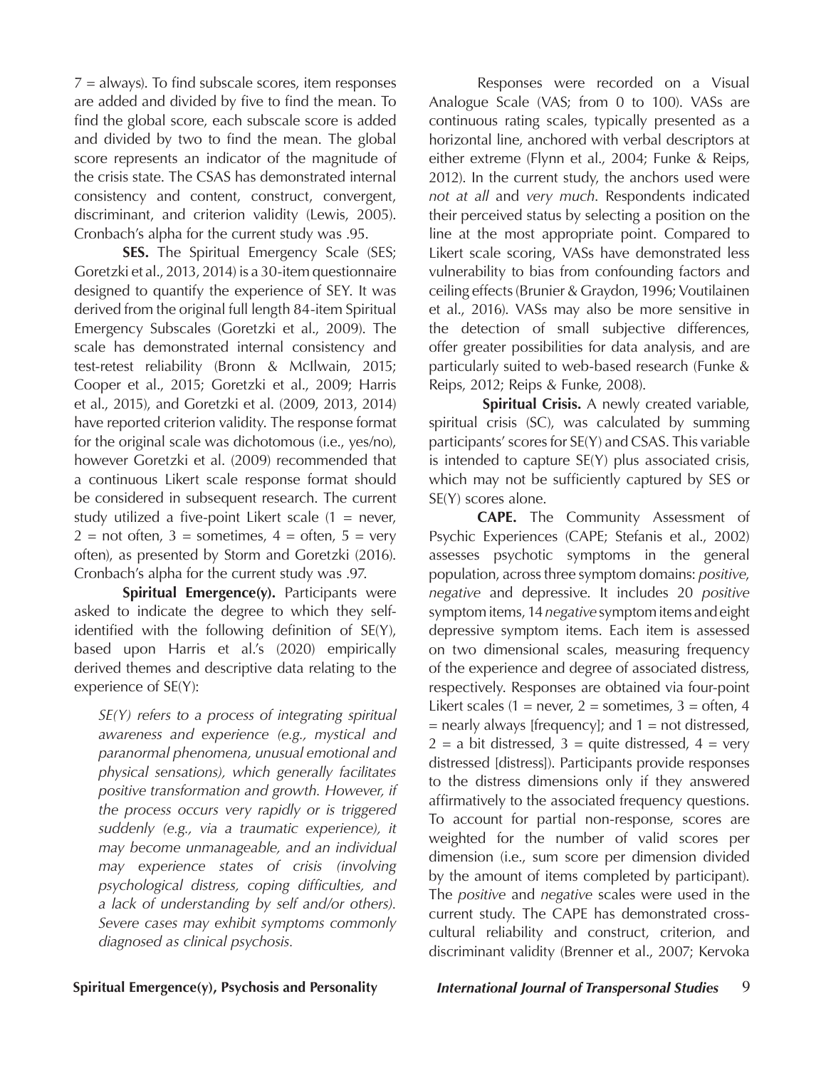7 = always). To find subscale scores, item responses are added and divided by five to find the mean. To find the global score, each subscale score is added and divided by two to find the mean. The global score represents an indicator of the magnitude of the crisis state. The CSAS has demonstrated internal consistency and content, construct, convergent, discriminant, and criterion validity (Lewis, 2005). Cronbach's alpha for the current study was .95.

**SES.** The Spiritual Emergency Scale (SES; Goretzki et al., 2013, 2014) is a 30-item questionnaire designed to quantify the experience of SEY. It was derived from the original full length 84-item Spiritual Emergency Subscales (Goretzki et al., 2009). The scale has demonstrated internal consistency and test-retest reliability (Bronn & McIlwain, 2015; Cooper et al., 2015; Goretzki et al., 2009; Harris et al., 2015), and Goretzki et al. (2009, 2013, 2014) have reported criterion validity. The response format for the original scale was dichotomous (i.e., yes/no), however Goretzki et al. (2009) recommended that a continuous Likert scale response format should be considered in subsequent research. The current study utilized a five-point Likert scale (1 = never, 2 = not often, 3 = sometimes, 4 = often, 5 = very often), as presented by Storm and Goretzki (2016). Cronbach's alpha for the current study was .97.

**Spiritual Emergence(y).** Participants were asked to indicate the degree to which they self-identified with the following definition of SE(Y), based upon Harris et al.'s (2020) empirically derived themes and descriptive data relating to the experience of SE(Y):

> *SE(Y) refers to a process of integrating spiritual awareness and experience (e.g., mystical and paranormal phenomena, unusual emotional and physical sensations), which generally facilitates positive transformation and growth. However, if the process occurs very rapidly or is triggered suddenly (e.g., via a traumatic experience), it may become unmanageable, and an individual may experience states of crisis (involving psychological distress, coping difficulties, and a lack of understanding by self and/or others). Severe cases may exhibit symptoms commonly diagnosed as clinical psychosis.*

Responses were recorded on a Visual Analogue Scale (VAS; from 0 to 100). VASs are continuous rating scales, typically presented as a horizontal line, anchored with verbal descriptors at either extreme (Flynn et al., 2004; Funke & Reips, 2012). In the current study, the anchors used were *not at all* and *very much*. Respondents indicated their perceived status by selecting a position on the line at the most appropriate point. Compared to Likert scale scoring, VASs have demonstrated less vulnerability to bias from confounding factors and ceiling effects (Brunier & Graydon, 1996; Voutilainen et al., 2016). VASs may also be more sensitive in the detection of small subjective differences, offer greater possibilities for data analysis, and are particularly suited to web-based research (Funke & Reips, 2012; Reips & Funke, 2008).

**Spiritual Crisis.** A newly created variable, spiritual crisis (SC), was calculated by summing participants' scores for SE(Y) and CSAS. This variable is intended to capture SE(Y) plus associated crisis, which may not be sufficiently captured by SES or SE(Y) scores alone.

**CAPE.** The Community Assessment of Psychic Experiences (CAPE; Stefanis et al., 2002) assesses psychotic symptoms in the general population, across three symptom domains: *positive*, *negative* and depressive. It includes 20 *positive* symptom items, 14 *negative* symptom items and eight depressive symptom items. Each item is assessed on two dimensional scales, measuring frequency of the experience and degree of associated distress, respectively. Responses are obtained via four-point Likert scales (1 = never, 2 = sometimes, 3 = often, 4 = nearly always [frequency]; and 1 = not distressed, 2 = a bit distressed, 3 = quite distressed, 4 = very distressed [distress]). Participants provide responses to the distress dimensions only if they answered affirmatively to the associated frequency questions. To account for partial non-response, scores are weighted for the number of valid scores per dimension (i.e., sum score per dimension divided by the amount of items completed by participant). The *positive* and *negative* scales were used in the current study. The CAPE has demonstrated cross-cultural reliability and construct, criterion, and discriminant validity (Brenner et al., 2007; Kervoka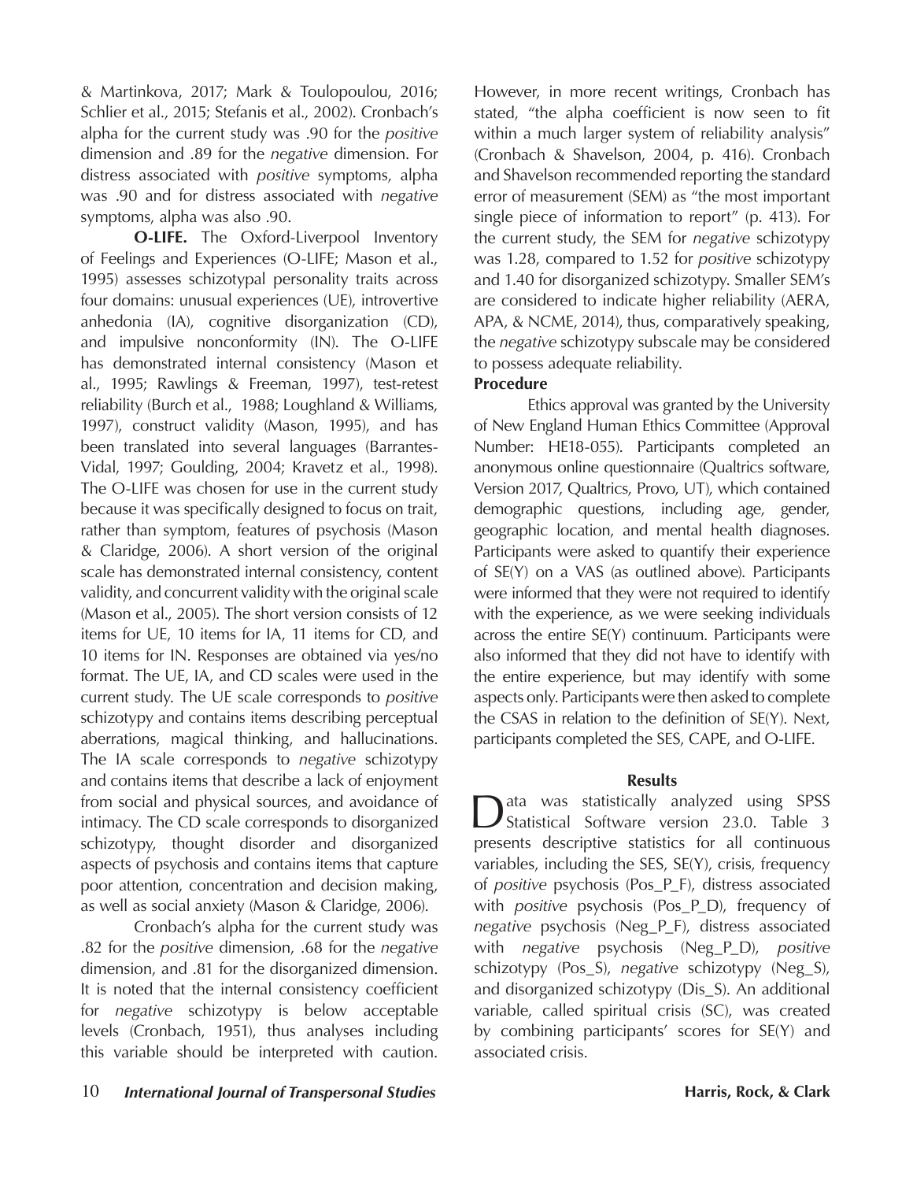& Martinkova, 2017; Mark & Toulopoulou, 2016; Schlier et al., 2015; Stefanis et al., 2002). Cronbach's alpha for the current study was .90 for the *positive* dimension and .89 for the *negative* dimension. For distress associated with *positive* symptoms, alpha was .90 and for distress associated with *negative* symptoms, alpha was also .90.

**O-LIFE.** The Oxford-Liverpool Inventory of Feelings and Experiences (O-LIFE; Mason et al., 1995) assesses schizotypal personality traits across four domains: unusual experiences (UE), introvertive anhedonia (IA), cognitive disorganization (CD), and impulsive nonconformity (IN). The O-LIFE has demonstrated internal consistency (Mason et al., 1995; Rawlings & Freeman, 1997), test-retest reliability (Burch et al., 1988; Loughland & Williams, 1997), construct validity (Mason, 1995), and has been translated into several languages (Barrantes-Vidal, 1997; Goulding, 2004; Kravetz et al., 1998). The O-LIFE was chosen for use in the current study because it was specifically designed to focus on trait, rather than symptom, features of psychosis (Mason & Claridge, 2006). A short version of the original scale has demonstrated internal consistency, content validity, and concurrent validity with the original scale (Mason et al., 2005). The short version consists of 12 items for UE, 10 items for IA, 11 items for CD, and 10 items for IN. Responses are obtained via yes/no format. The UE, IA, and CD scales were used in the current study. The UE scale corresponds to *positive* schizotypy and contains items describing perceptual aberrations, magical thinking, and hallucinations. The IA scale corresponds to *negative* schizotypy and contains items that describe a lack of enjoyment from social and physical sources, and avoidance of intimacy. The CD scale corresponds to disorganized schizotypy, thought disorder and disorganized aspects of psychosis and contains items that capture poor attention, concentration and decision making, as well as social anxiety (Mason & Claridge, 2006).

Cronbach's alpha for the current study was .82 for the *positive* dimension, .68 for the *negative* dimension, and .81 for the disorganized dimension. It is noted that the internal consistency coefficient for *negative* schizotypy is below acceptable levels (Cronbach, 1951), thus analyses including this variable should be interpreted with caution. However, in more recent writings, Cronbach has stated, "the alpha coefficient is now seen to fit within a much larger system of reliability analysis" (Cronbach & Shavelson, 2004, p. 416). Cronbach and Shavelson recommended reporting the standard error of measurement (SEM) as "the most important single piece of information to report" (p. 413). For the current study, the SEM for *negative* schizotypy was 1.28, compared to 1.52 for *positive* schizotypy and 1.40 for disorganized schizotypy. Smaller SEM's are considered to indicate higher reliability (AERA, APA, & NCME, 2014), thus, comparatively speaking, the *negative* schizotypy subscale may be considered to possess adequate reliability.

### Procedure

Ethics approval was granted by the University of New England Human Ethics Committee (Approval Number: HE18-055). Participants completed an anonymous online questionnaire (Qualtrics software, Version 2017, Qualtrics, Provo, UT), which contained demographic questions, including age, gender, geographic location, and mental health diagnoses. Participants were asked to quantify their experience of SE(Y) on a VAS (as outlined above). Participants were informed that they were not required to identify with the experience, as we were seeking individuals across the entire SE(Y) continuum. Participants were also informed that they did not have to identify with the entire experience, but may identify with some aspects only. Participants were then asked to complete the CSAS in relation to the definition of SE(Y). Next, participants completed the SES, CAPE, and O-LIFE.

## Results

Data was statistically analyzed using SPSS Statistical Software version 23.0. Table 3 presents descriptive statistics for all continuous variables, including the SES, SE(Y), crisis, frequency of *positive* psychosis (Pos_P_F), distress associated with *positive* psychosis (Pos_P_D), frequency of *negative* psychosis (Neg_P_F), distress associated with *negative* psychosis (Neg_P_D), *positive* schizotypy (Pos_S), *negative* schizotypy (Neg_S), and disorganized schizotypy (Dis_S). An additional variable, called spiritual crisis (SC), was created by combining participants' scores for SE(Y) and associated crisis.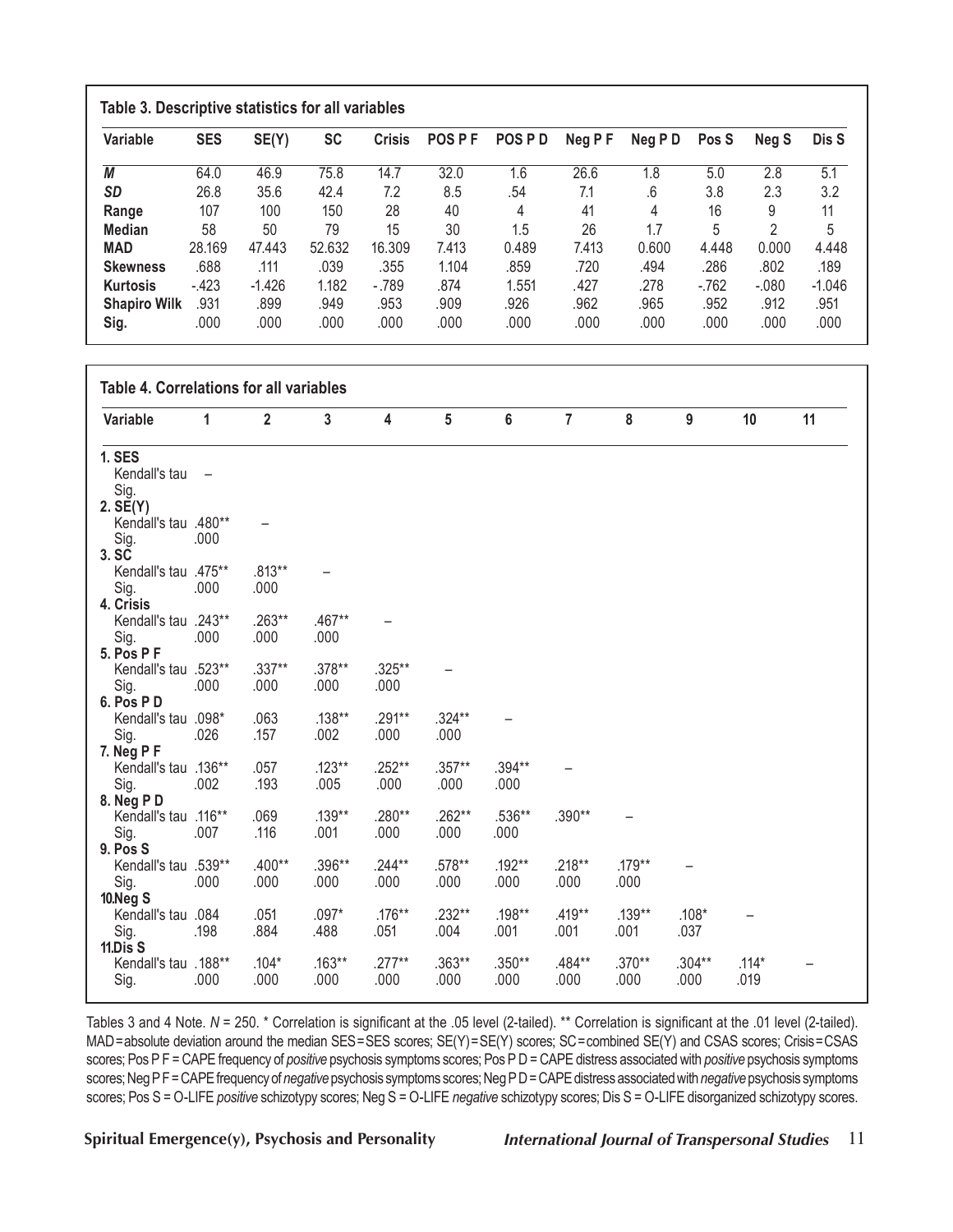**Table 3. Descriptive statistics for all variables**

| Variable | SES | SE(Y) | SC | Crisis | POS P F | POS P D | Neg P F | Neg P D | Pos S | Neg S | Dis S |
|---|---|---|---|---|---|---|---|---|---|---|---|
| *M* | 64.0 | 46.9 | 75.8 | 14.7 | 32.0 | 1.6 | 26.6 | 1.8 | 5.0 | 2.8 | 5.1 |
| *SD* | 26.8 | 35.6 | 42.4 | 7.2 | 8.5 | .54 | 7.1 | .6 | 3.8 | 2.3 | 3.2 |
| **Range** | 107 | 100 | 150 | 28 | 40 | 4 | 41 | 4 | 16 | 9 | 11 |
| **Median** | 58 | 50 | 79 | 15 | 30 | 1.5 | 26 | 1.7 | 5 | 2 | 5 |
| **MAD** | 28.169 | 47.443 | 52.632 | 16.309 | 7.413 | 0.489 | 7.413 | 0.600 | 4.448 | 0.000 | 4.448 |
| **Skewness** | .688 | .111 | .039 | .355 | 1.104 | .859 | .720 | .494 | .286 | .802 | .189 |
| **Kurtosis** | -.423 | -1.426 | 1.182 | -.789 | .874 | 1.551 | .427 | .278 | -.762 | -.080 | -1.046 |
| **Shapiro Wilk** | .931 | .899 | .949 | .953 | .909 | .926 | .962 | .965 | .952 | .912 | .951 |
| **Sig.** | .000 | .000 | .000 | .000 | .000 | .000 | .000 | .000 | .000 | .000 | .000 |

**Table 4. Correlations for all variables**

| Variable | 1 | 2 | 3 | 4 | 5 | 6 | 7 | 8 | 9 | 10 | 11 |
|---|---|---|---|---|---|---|---|---|---|---|---|
| **1. SES** | | | | | | | | | | | |
| Kendall's tau | – | | | | | | | | | | |
| Sig. | | | | | | | | | | | |
| **2. SE(Y)** | | | | | | | | | | | |
| Kendall's tau | .480** | – | | | | | | | | | |
| Sig. | .000 | | | | | | | | | | |
| **3. SC** | | | | | | | | | | | |
| Kendall's tau | .475** | .813** | – | | | | | | | | |
| Sig. | .000 | .000 | | | | | | | | | |
| **4. Crisis** | | | | | | | | | | | |
| Kendall's tau | .243** | .263** | .467** | – | | | | | | | |
| Sig. | .000 | .000 | .000 | | | | | | | | |
| **5. Pos P F** | | | | | | | | | | | |
| Kendall's tau | .523** | .337** | .378** | .325** | – | | | | | | |
| Sig. | .000 | .000 | .000 | .000 | | | | | | | |
| **6. Pos P D** | | | | | | | | | | | |
| Kendall's tau | .098* | .063 | .138** | .291** | .324** | – | | | | | |
| Sig. | .026 | .157 | .002 | .000 | .000 | | | | | | |
| **7. Neg P F** | | | | | | | | | | | |
| Kendall's tau | .136** | .057 | .123** | .252** | .357** | .394** | – | | | | |
| Sig. | .002 | .193 | .005 | .000 | .000 | .000 | | | | | |
| **8. Neg P D** | | | | | | | | | | | |
| Kendall's tau | .116** | .069 | .139** | .280** | .262** | .536** | .390** | – | | | |
| Sig. | .007 | .116 | .001 | .000 | .000 | .000 | | | | | |
| **9. Pos S** | | | | | | | | | | | |
| Kendall's tau | .539** | .400** | .396** | .244** | .578** | .192** | .218** | .179** | – | | |
| Sig. | .000 | .000 | .000 | .000 | .000 | .000 | .000 | .000 | | | |
| **10. Neg S** | | | | | | | | | | | |
| Kendall's tau | .084 | .051 | .097* | .176** | .232** | .198** | .419** | .139** | .108* | – | |
| Sig. | .198 | .884 | .488 | .051 | .004 | .001 | .001 | .001 | .037 | | |
| **11. Dis S** | | | | | | | | | | | |
| Kendall's tau | .188** | .104* | .163** | .277** | .363** | .350** | .484** | .370** | .304** | .114* | – |
| Sig. | .000 | .000 | .000 | .000 | .000 | .000 | .000 | .000 | .000 | .019 | |

Tables 3 and 4 Note. *N* = 250. * Correlation is significant at the .05 level (2-tailed). ** Correlation is significant at the .01 level (2-tailed). MAD = absolute deviation around the median SES = SES scores; SE(Y) = SE(Y) scores; SC = combined SE(Y) and CSAS scores; Crisis = CSAS scores; Pos P F = CAPE frequency of *positive* psychosis symptoms scores; Pos P D = CAPE distress associated with *positive* psychosis symptoms scores; Neg P F = CAPE frequency of *negative* psychosis symptoms scores; Neg P D = CAPE distress associated with *negative* psychosis symptoms scores; Pos S = O-LIFE *positive* schizotypy scores; Neg S = O-LIFE *negative* schizotypy scores; Dis S = O-LIFE disorganized schizotypy scores.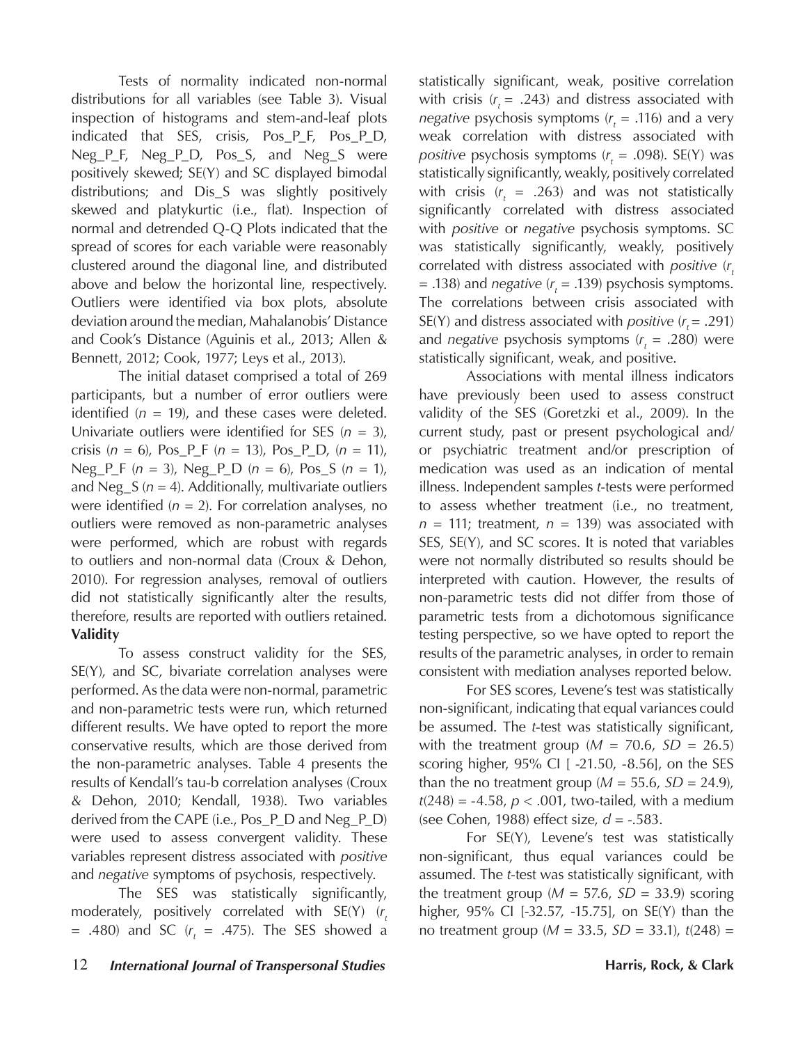Tests of normality indicated non-normal distributions for all variables (see Table 3). Visual inspection of histograms and stem-and-leaf plots indicated that SES, crisis, Pos_P_F, Pos_P_D, Neg_P_F, Neg_P_D, Pos_S, and Neg_S were positively skewed; SE(Y) and SC displayed bimodal distributions; and Dis_S was slightly positively skewed and platykurtic (i.e., flat). Inspection of normal and detrended Q-Q Plots indicated that the spread of scores for each variable were reasonably clustered around the diagonal line, and distributed above and below the horizontal line, respectively. Outliers were identified via box plots, absolute deviation around the median, Mahalanobis' Distance and Cook's Distance (Aguinis et al., 2013; Allen & Bennett, 2012; Cook, 1977; Leys et al., 2013).

The initial dataset comprised a total of 269 participants, but a number of error outliers were identified (*n* = 19), and these cases were deleted. Univariate outliers were identified for SES (*n* = 3), crisis (*n* = 6), Pos_P_F (*n* = 13), Pos_P_D, (*n* = 11), Neg_P_F (*n* = 3), Neg_P_D (*n* = 6), Pos_S (*n* = 1), and Neg_S (*n* = 4). Additionally, multivariate outliers were identified (*n* = 2). For correlation analyses, no outliers were removed as non-parametric analyses were performed, which are robust with regards to outliers and non-normal data (Croux & Dehon, 2010). For regression analyses, removal of outliers did not statistically significantly alter the results, therefore, results are reported with outliers retained.

**Validity**

To assess construct validity for the SES, SE(Y), and SC, bivariate correlation analyses were performed. As the data were non-normal, parametric and non-parametric tests were run, which returned different results. We have opted to report the more conservative results, which are those derived from the non-parametric analyses. Table 4 presents the results of Kendall's tau-b correlation analyses (Croux & Dehon, 2010; Kendall, 1938). Two variables derived from the CAPE (i.e., Pos_P_D and Neg_P_D) were used to assess convergent validity. These variables represent distress associated with *positive* and *negative* symptoms of psychosis, respectively.

The SES was statistically significantly, moderately, positively correlated with SE(Y) ($r_t$ = .480) and SC ($r_t$ = .475). The SES showed a statistically significant, weak, positive correlation with crisis ($r_t$ = .243) and distress associated with *negative* psychosis symptoms ($r_t$ = .116) and a very weak correlation with distress associated with *positive* psychosis symptoms ($r_t$ = .098). SE(Y) was statistically significantly, weakly, positively correlated with crisis ($r_t$ = .263) and was not statistically significantly correlated with distress associated with *positive* or *negative* psychosis symptoms. SC was statistically significantly, weakly, positively correlated with distress associated with *positive* ($r_t$ = .138) and *negative* ($r_t$ = .139) psychosis symptoms. The correlations between crisis associated with SE(Y) and distress associated with *positive* ($r_t$ = .291) and *negative* psychosis symptoms ($r_t$ = .280) were statistically significant, weak, and positive.

Associations with mental illness indicators have previously been used to assess construct validity of the SES (Goretzki et al., 2009). In the current study, past or present psychological and/or psychiatric treatment and/or prescription of medication was used as an indication of mental illness. Independent samples *t*-tests were performed to assess whether treatment (i.e., no treatment, *n* = 111; treatment, *n* = 139) was associated with SES, SE(Y), and SC scores. It is noted that variables were not normally distributed so results should be interpreted with caution. However, the results of non-parametric tests did not differ from those of parametric tests from a dichotomous significance testing perspective, so we have opted to report the results of the parametric analyses, in order to remain consistent with mediation analyses reported below.

For SES scores, Levene's test was statistically non-significant, indicating that equal variances could be assumed. The *t*-test was statistically significant, with the treatment group (*M* = 70.6, *SD* = 26.5) scoring higher, 95% CI [ -21.50, -8.56], on the SES than the no treatment group (*M* = 55.6, *SD* = 24.9), $t(248) = -4.58$, $p < .001$, two-tailed, with a medium (see Cohen, 1988) effect size, *d* = -.583.

For SE(Y), Levene's test was statistically non-significant, thus equal variances could be assumed. The *t*-test was statistically significant, with the treatment group (*M* = 57.6, *SD* = 33.9) scoring higher, 95% CI [-32.57, -15.75], on SE(Y) than the no treatment group (*M* = 33.5, *SD* = 33.1), *t*(248) =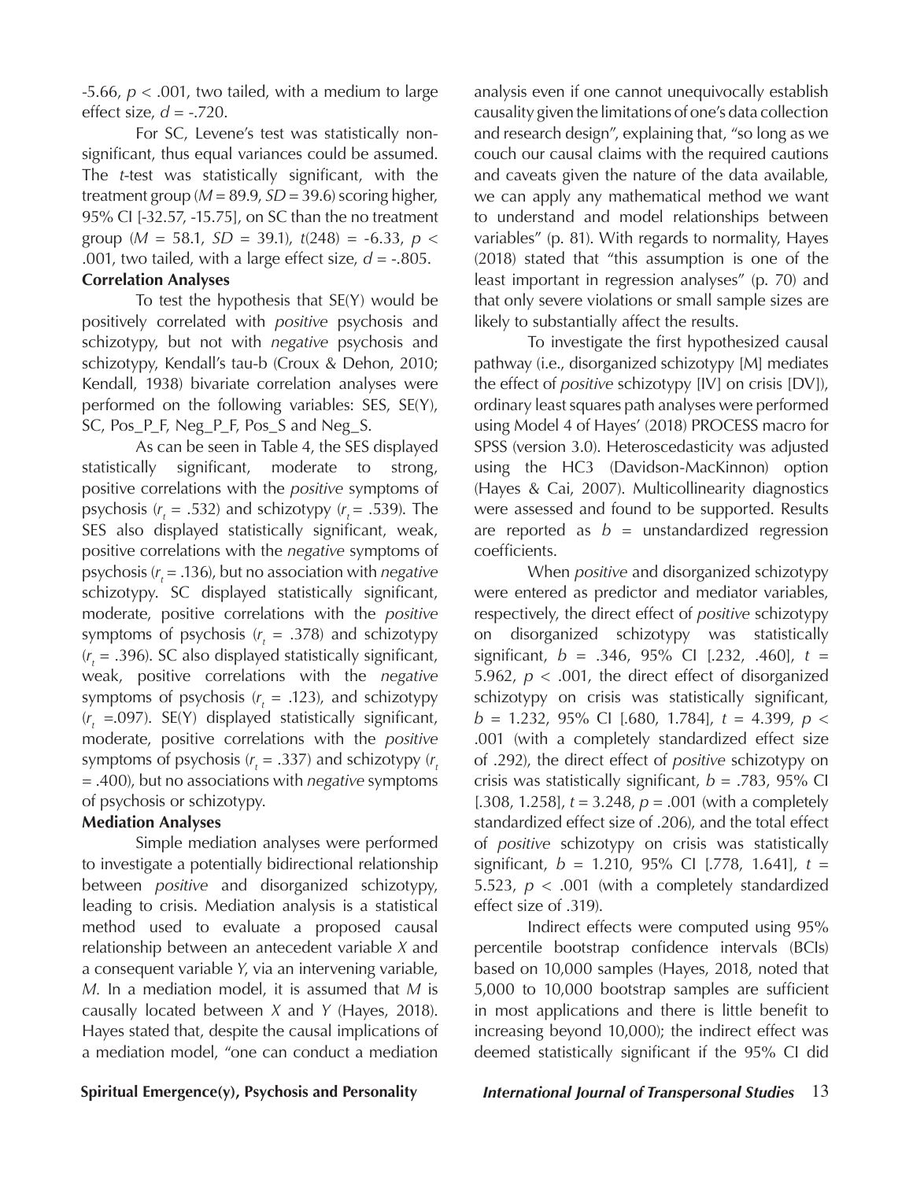-5.66, $p < .001$, two tailed, with a medium to large effect size, $d = -.720$.

For SC, Levene's test was statistically non-significant, thus equal variances could be assumed. The *t*-test was statistically significant, with the treatment group ($M = 89.9$, $SD = 39.6$) scoring higher, 95% CI [-32.57, -15.75], on SC than the no treatment group ($M = 58.1$, $SD = 39.1$), $t(248) = -6.33$, $p < .001$, two tailed, with a large effect size, $d = -.805$.

**Correlation Analyses**

To test the hypothesis that SE(Y) would be positively correlated with *positive* psychosis and schizotypy, but not with *negative* psychosis and schizotypy, Kendall's tau-b (Croux & Dehon, 2010; Kendall, 1938) bivariate correlation analyses were performed on the following variables: SES, SE(Y), SC, Pos_P_F, Neg_P_F, Pos_S and Neg_S.

As can be seen in Table 4, the SES displayed statistically significant, moderate to strong, positive correlations with the *positive* symptoms of psychosis ($r_t = .532$) and schizotypy ($r_t = .539$). The SES also displayed statistically significant, weak, positive correlations with the *negative* symptoms of psychosis ($r_t = .136$), but no association with *negative* schizotypy. SC displayed statistically significant, moderate, positive correlations with the *positive* symptoms of psychosis ($r_t = .378$) and schizotypy ($r_t = .396$). SC also displayed statistically significant, weak, positive correlations with the *negative* symptoms of psychosis ($r_t = .123$), and schizotypy ($r_t = .097$). SE(Y) displayed statistically significant, moderate, positive correlations with the *positive* symptoms of psychosis ($r_t = .337$) and schizotypy ($r_t = .400$), but no associations with *negative* symptoms of psychosis or schizotypy.

**Mediation Analyses**

Simple mediation analyses were performed to investigate a potentially bidirectional relationship between *positive* and disorganized schizotypy, leading to crisis. Mediation analysis is a statistical method used to evaluate a proposed causal relationship between an antecedent variable *X* and a consequent variable *Y*, via an intervening variable, *M*. In a mediation model, it is assumed that *M* is causally located between *X* and *Y* (Hayes, 2018). Hayes stated that, despite the causal implications of a mediation model, "one can conduct a mediation analysis even if one cannot unequivocally establish causality given the limitations of one's data collection and research design", explaining that, "so long as we couch our causal claims with the required cautions and caveats given the nature of the data available, we can apply any mathematical method we want to understand and model relationships between variables" (p. 81). With regards to normality, Hayes (2018) stated that "this assumption is one of the least important in regression analyses" (p. 70) and that only severe violations or small sample sizes are likely to substantially affect the results.

To investigate the first hypothesized causal pathway (i.e., disorganized schizotypy [M] mediates the effect of *positive* schizotypy [IV] on crisis [DV]), ordinary least squares path analyses were performed using Model 4 of Hayes' (2018) PROCESS macro for SPSS (version 3.0). Heteroscedasticity was adjusted using the HC3 (Davidson-MacKinnon) option (Hayes & Cai, 2007). Multicollinearity diagnostics were assessed and found to be supported. Results are reported as $b$ = unstandardized regression coefficients.

When *positive* and disorganized schizotypy were entered as predictor and mediator variables, respectively, the direct effect of *positive* schizotypy on disorganized schizotypy was statistically significant, $b = .346$, 95% CI [.232, .460], $t = 5.962$, $p < .001$, the direct effect of disorganized schizotypy on crisis was statistically significant, $b = 1.232$, 95% CI [.680, 1.784], $t = 4.399$, $p < .001$ (with a completely standardized effect size of .292), the direct effect of *positive* schizotypy on crisis was statistically significant, $b = .783$, 95% CI [.308, 1.258], $t = 3.248$, $p = .001$ (with a completely standardized effect size of .206), and the total effect of *positive* schizotypy on crisis was statistically significant, $b = 1.210$, 95% CI [.778, 1.641], $t = 5.523$, $p < .001$ (with a completely standardized effect size of .319).

Indirect effects were computed using 95% percentile bootstrap confidence intervals (BCIs) based on 10,000 samples (Hayes, 2018, noted that 5,000 to 10,000 bootstrap samples are sufficient in most applications and there is little benefit to increasing beyond 10,000); the indirect effect was deemed statistically significant if the 95% CI did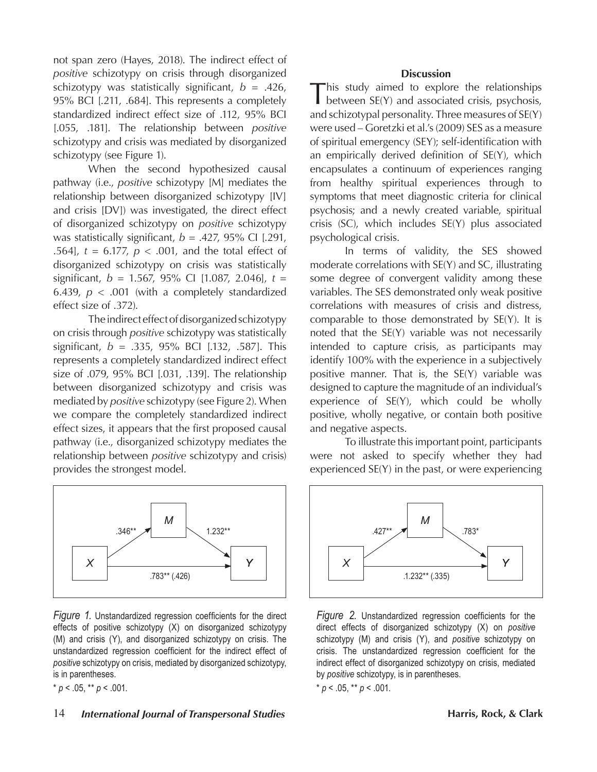not span zero (Hayes, 2018). The indirect effect of *positive* schizotypy on crisis through disorganized schizotypy was statistically significant, $b = .426$, 95% BCI [.211, .684]. This represents a completely standardized indirect effect size of .112, 95% BCI [.055, .181]. The relationship between *positive* schizotypy and crisis was mediated by disorganized schizotypy (see Figure 1).

When the second hypothesized causal pathway (i.e., *positive* schizotypy [M] mediates the relationship between disorganized schizotypy [IV] and crisis [DV]) was investigated, the direct effect of disorganized schizotypy on *positive* schizotypy was statistically significant, $b = .427$, 95% CI [.291, .564], $t = 6.177$, $p < .001$, and the total effect of disorganized schizotypy on crisis was statistically significant, $b = 1.567$, 95% CI [1.087, 2.046], $t = 6.439$, $p < .001$ (with a completely standardized effect size of .372).

The indirect effect of disorganized schizotypy on crisis through *positive* schizotypy was statistically significant, $b = .335$, 95% BCI [.132, .587]. This represents a completely standardized indirect effect size of .079, 95% BCI [.031, .139]. The relationship between disorganized schizotypy and crisis was mediated by *positive* schizotypy (see Figure 2). When we compare the completely standardized indirect effect sizes, it appears that the first proposed causal pathway (i.e., disorganized schizotypy mediates the relationship between *positive* schizotypy and crisis) provides the strongest model.

*Figure 1.* Unstandardized regression coefficients for the direct effects of positive schizotypy (X) on disorganized schizotypy (M) and crisis (Y), and disorganized schizotypy on crisis. The unstandardized regression coefficient for the indirect effect of *positive* schizotypy on crisis, mediated by disorganized schizotypy, is in parentheses.

\* $p < .05$, \*\* $p < .001$.

*Figure 2.* Unstandardized regression coefficients for the direct effects of disorganized schizotypy (X) on *positive* schizotypy (M) and crisis (Y), and *positive* schizotypy on crisis. The unstandardized regression coefficient for the indirect effect of disorganized schizotypy on crisis, mediated by *positive* schizotypy, is in parentheses.

\* $p < .05$, \*\* $p < .001$.

## Discussion

This study aimed to explore the relationships between SE(Y) and associated crisis, psychosis, and schizotypal personality. Three measures of SE(Y) were used – Goretzki et al.'s (2009) SES as a measure of spiritual emergency (SEY); self-identification with an empirically derived definition of SE(Y), which encapsulates a continuum of experiences ranging from healthy spiritual experiences through to symptoms that meet diagnostic criteria for clinical psychosis; and a newly created variable, spiritual crisis (SC), which includes SE(Y) plus associated psychological crisis.

In terms of validity, the SES showed moderate correlations with SE(Y) and SC, illustrating some degree of convergent validity among these variables. The SES demonstrated only weak positive correlations with measures of crisis and distress, comparable to those demonstrated by SE(Y). It is noted that the SE(Y) variable was not necessarily intended to capture crisis, as participants may identify 100% with the experience in a subjectively positive manner. That is, the SE(Y) variable was designed to capture the magnitude of an individual's experience of SE(Y), which could be wholly positive, wholly negative, or contain both positive and negative aspects.

To illustrate this important point, participants were not asked to specify whether they had experienced SE(Y) in the past, or were experiencing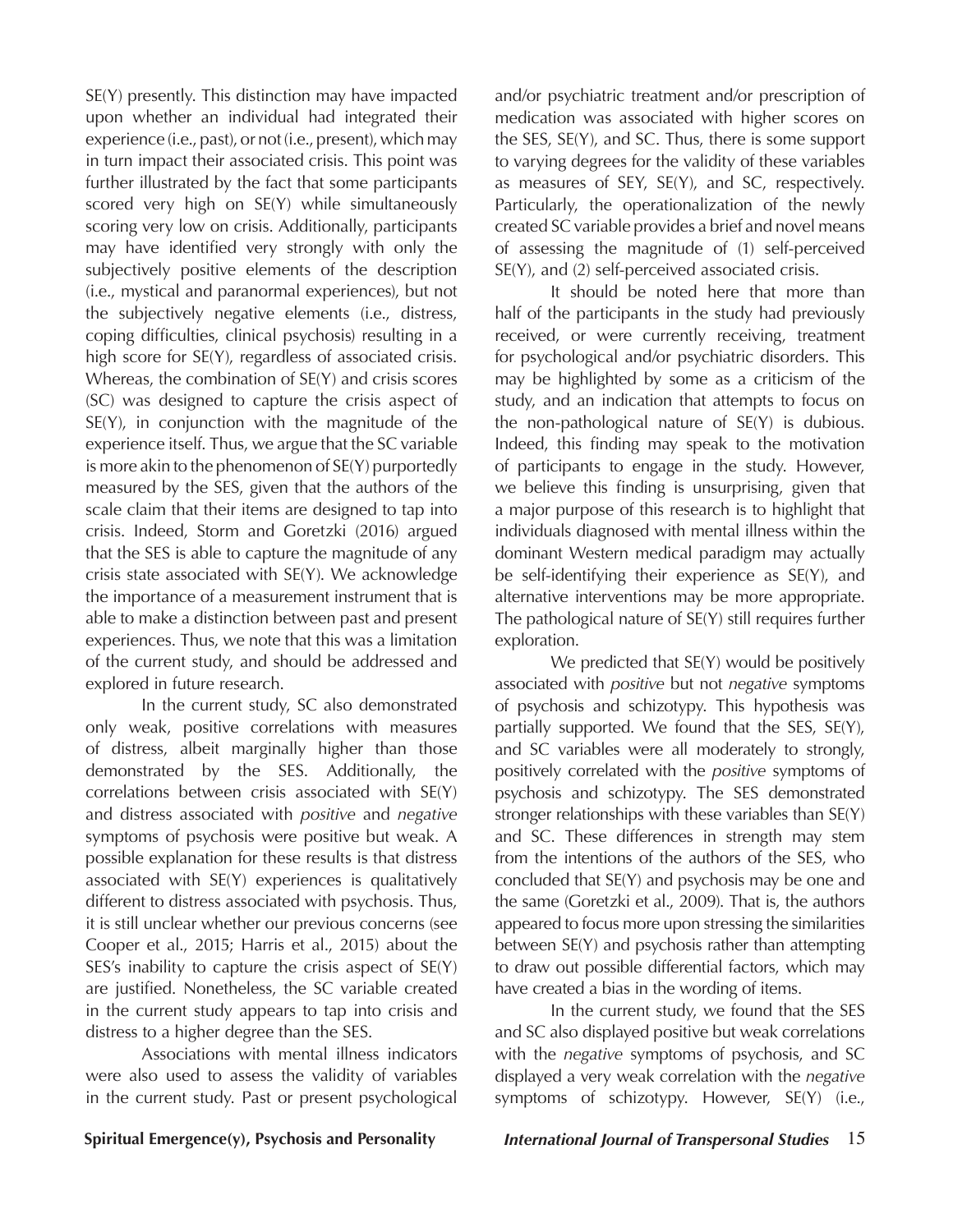SE(Y) presently. This distinction may have impacted upon whether an individual had integrated their experience (i.e., past), or not (i.e., present), which may in turn impact their associated crisis. This point was further illustrated by the fact that some participants scored very high on SE(Y) while simultaneously scoring very low on crisis. Additionally, participants may have identified very strongly with only the subjectively positive elements of the description (i.e., mystical and paranormal experiences), but not the subjectively negative elements (i.e., distress, coping difficulties, clinical psychosis) resulting in a high score for SE(Y), regardless of associated crisis. Whereas, the combination of SE(Y) and crisis scores (SC) was designed to capture the crisis aspect of SE(Y), in conjunction with the magnitude of the experience itself. Thus, we argue that the SC variable is more akin to the phenomenon of SE(Y) purportedly measured by the SES, given that the authors of the scale claim that their items are designed to tap into crisis. Indeed, Storm and Goretzki (2016) argued that the SES is able to capture the magnitude of any crisis state associated with SE(Y). We acknowledge the importance of a measurement instrument that is able to make a distinction between past and present experiences. Thus, we note that this was a limitation of the current study, and should be addressed and explored in future research.

In the current study, SC also demonstrated only weak, positive correlations with measures of distress, albeit marginally higher than those demonstrated by the SES. Additionally, the correlations between crisis associated with SE(Y) and distress associated with *positive* and *negative* symptoms of psychosis were positive but weak. A possible explanation for these results is that distress associated with SE(Y) experiences is qualitatively different to distress associated with psychosis. Thus, it is still unclear whether our previous concerns (see Cooper et al., 2015; Harris et al., 2015) about the SES's inability to capture the crisis aspect of SE(Y) are justified. Nonetheless, the SC variable created in the current study appears to tap into crisis and distress to a higher degree than the SES.

Associations with mental illness indicators were also used to assess the validity of variables in the current study. Past or present psychological and/or psychiatric treatment and/or prescription of medication was associated with higher scores on the SES, SE(Y), and SC. Thus, there is some support to varying degrees for the validity of these variables as measures of SEY, SE(Y), and SC, respectively. Particularly, the operationalization of the newly created SC variable provides a brief and novel means of assessing the magnitude of (1) self-perceived SE(Y), and (2) self-perceived associated crisis.

It should be noted here that more than half of the participants in the study had previously received, or were currently receiving, treatment for psychological and/or psychiatric disorders. This may be highlighted by some as a criticism of the study, and an indication that attempts to focus on the non-pathological nature of SE(Y) is dubious. Indeed, this finding may speak to the motivation of participants to engage in the study. However, we believe this finding is unsurprising, given that a major purpose of this research is to highlight that individuals diagnosed with mental illness within the dominant Western medical paradigm may actually be self-identifying their experience as SE(Y), and alternative interventions may be more appropriate. The pathological nature of SE(Y) still requires further exploration.

We predicted that SE(Y) would be positively associated with *positive* but not *negative* symptoms of psychosis and schizotypy. This hypothesis was partially supported. We found that the SES, SE(Y), and SC variables were all moderately to strongly, positively correlated with the *positive* symptoms of psychosis and schizotypy. The SES demonstrated stronger relationships with these variables than SE(Y) and SC. These differences in strength may stem from the intentions of the authors of the SES, who concluded that SE(Y) and psychosis may be one and the same (Goretzki et al., 2009). That is, the authors appeared to focus more upon stressing the similarities between SE(Y) and psychosis rather than attempting to draw out possible differential factors, which may have created a bias in the wording of items.

In the current study, we found that the SES and SC also displayed positive but weak correlations with the *negative* symptoms of psychosis, and SC displayed a very weak correlation with the *negative* symptoms of schizotypy. However, SE(Y) (i.e.,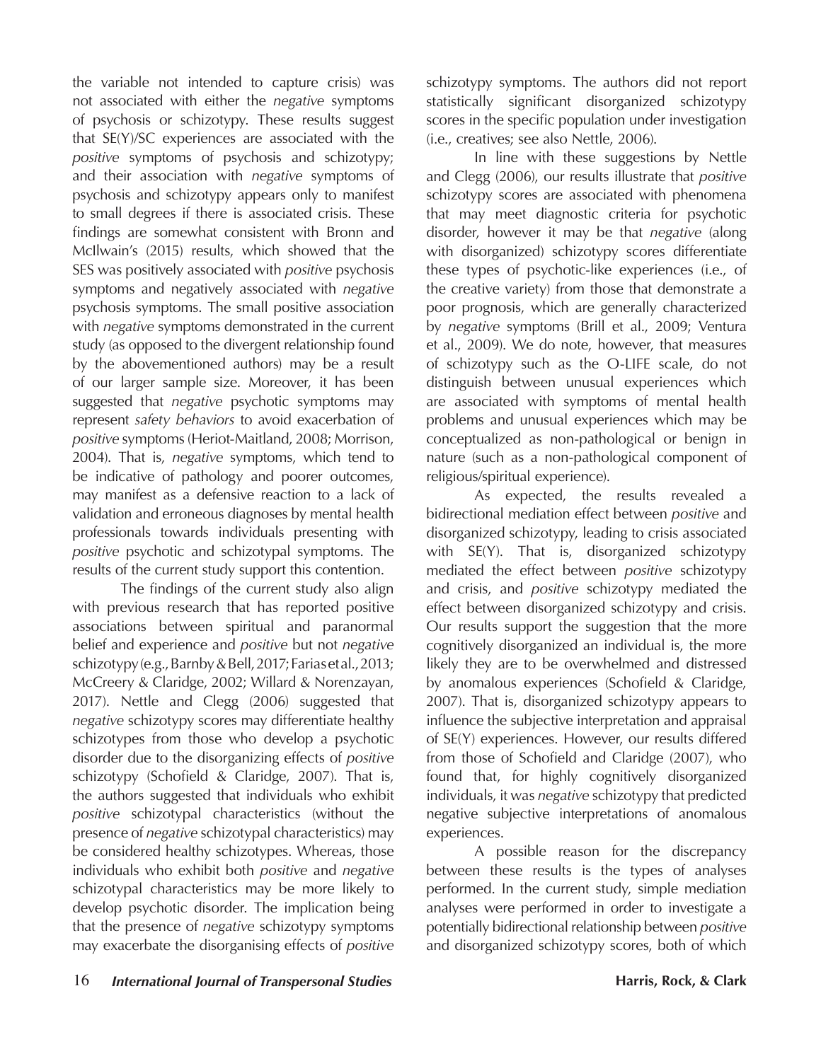the variable not intended to capture crisis) was not associated with either the *negative* symptoms of psychosis or schizotypy. These results suggest that SE(Y)/SC experiences are associated with the *positive* symptoms of psychosis and schizotypy; and their association with *negative* symptoms of psychosis and schizotypy appears only to manifest to small degrees if there is associated crisis. These findings are somewhat consistent with Bronn and McIlwain's (2015) results, which showed that the SES was positively associated with *positive* psychosis symptoms and negatively associated with *negative* psychosis symptoms. The small positive association with *negative* symptoms demonstrated in the current study (as opposed to the divergent relationship found by the abovementioned authors) may be a result of our larger sample size. Moreover, it has been suggested that *negative* psychotic symptoms may represent *safety behaviors* to avoid exacerbation of *positive* symptoms (Heriot-Maitland, 2008; Morrison, 2004). That is, *negative* symptoms, which tend to be indicative of pathology and poorer outcomes, may manifest as a defensive reaction to a lack of validation and erroneous diagnoses by mental health professionals towards individuals presenting with *positive* psychotic and schizotypal symptoms. The results of the current study support this contention.

The findings of the current study also align with previous research that has reported positive associations between spiritual and paranormal belief and experience and *positive* but not *negative* schizotypy (e.g., Barnby & Bell, 2017; Farias et al., 2013; McCreery & Claridge, 2002; Willard & Norenzayan, 2017). Nettle and Clegg (2006) suggested that *negative* schizotypy scores may differentiate healthy schizotypes from those who develop a psychotic disorder due to the disorganizing effects of *positive* schizotypy (Schofield & Claridge, 2007). That is, the authors suggested that individuals who exhibit *positive* schizotypal characteristics (without the presence of *negative* schizotypal characteristics) may be considered healthy schizotypes. Whereas, those individuals who exhibit both *positive* and *negative* schizotypal characteristics may be more likely to develop psychotic disorder. The implication being that the presence of *negative* schizotypy symptoms may exacerbate the disorganising effects of *positive* schizotypy symptoms. The authors did not report statistically significant disorganized schizotypy scores in the specific population under investigation (i.e., creatives; see also Nettle, 2006).

In line with these suggestions by Nettle and Clegg (2006), our results illustrate that *positive* schizotypy scores are associated with phenomena that may meet diagnostic criteria for psychotic disorder, however it may be that *negative* (along with disorganized) schizotypy scores differentiate these types of psychotic-like experiences (i.e., of the creative variety) from those that demonstrate a poor prognosis, which are generally characterized by *negative* symptoms (Brill et al., 2009; Ventura et al., 2009). We do note, however, that measures of schizotypy such as the O-LIFE scale, do not distinguish between unusual experiences which are associated with symptoms of mental health problems and unusual experiences which may be conceptualized as non-pathological or benign in nature (such as a non-pathological component of religious/spiritual experience).

As expected, the results revealed a bidirectional mediation effect between *positive* and disorganized schizotypy, leading to crisis associated with SE(Y). That is, disorganized schizotypy mediated the effect between *positive* schizotypy and crisis, and *positive* schizotypy mediated the effect between disorganized schizotypy and crisis. Our results support the suggestion that the more cognitively disorganized an individual is, the more likely they are to be overwhelmed and distressed by anomalous experiences (Schofield & Claridge, 2007). That is, disorganized schizotypy appears to influence the subjective interpretation and appraisal of SE(Y) experiences. However, our results differed from those of Schofield and Claridge (2007), who found that, for highly cognitively disorganized individuals, it was *negative* schizotypy that predicted negative subjective interpretations of anomalous experiences.

A possible reason for the discrepancy between these results is the types of analyses performed. In the current study, simple mediation analyses were performed in order to investigate a potentially bidirectional relationship between *positive* and disorganized schizotypy scores, both of which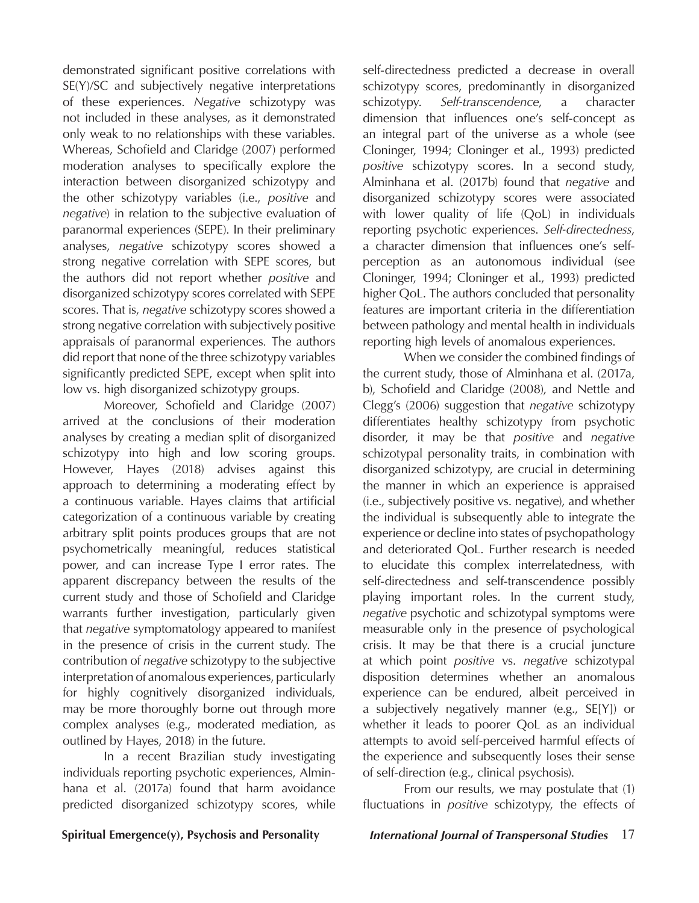demonstrated significant positive correlations with SE(Y)/SC and subjectively negative interpretations of these experiences. *Negative* schizotypy was not included in these analyses, as it demonstrated only weak to no relationships with these variables. Whereas, Schofield and Claridge (2007) performed moderation analyses to specifically explore the interaction between disorganized schizotypy and the other schizotypy variables (i.e., *positive* and *negative*) in relation to the subjective evaluation of paranormal experiences (SEPE). In their preliminary analyses, *negative* schizotypy scores showed a strong negative correlation with SEPE scores, but the authors did not report whether *positive* and disorganized schizotypy scores correlated with SEPE scores. That is, *negative* schizotypy scores showed a strong negative correlation with subjectively positive appraisals of paranormal experiences. The authors did report that none of the three schizotypy variables significantly predicted SEPE, except when split into low vs. high disorganized schizotypy groups.

Moreover, Schofield and Claridge (2007) arrived at the conclusions of their moderation analyses by creating a median split of disorganized schizotypy into high and low scoring groups. However, Hayes (2018) advises against this approach to determining a moderating effect by a continuous variable. Hayes claims that artificial categorization of a continuous variable by creating arbitrary split points produces groups that are not psychometrically meaningful, reduces statistical power, and can increase Type I error rates. The apparent discrepancy between the results of the current study and those of Schofield and Claridge warrants further investigation, particularly given that *negative* symptomatology appeared to manifest in the presence of crisis in the current study. The contribution of *negative* schizotypy to the subjective interpretation of anomalous experiences, particularly for highly cognitively disorganized individuals, may be more thoroughly borne out through more complex analyses (e.g., moderated mediation, as outlined by Hayes, 2018) in the future.

In a recent Brazilian study investigating individuals reporting psychotic experiences, Alminhana et al. (2017a) found that harm avoidance predicted disorganized schizotypy scores, while self-directedness predicted a decrease in overall schizotypy scores, predominantly in disorganized schizotypy. *Self-transcendence*, a character dimension that influences one's self-concept as an integral part of the universe as a whole (see Cloninger, 1994; Cloninger et al., 1993) predicted *positive* schizotypy scores. In a second study, Alminhana et al. (2017b) found that *negative* and disorganized schizotypy scores were associated with lower quality of life (QoL) in individuals reporting psychotic experiences. *Self-directedness*, a character dimension that influences one's self-perception as an autonomous individual (see Cloninger, 1994; Cloninger et al., 1993) predicted higher QoL. The authors concluded that personality features are important criteria in the differentiation between pathology and mental health in individuals reporting high levels of anomalous experiences.

When we consider the combined findings of the current study, those of Alminhana et al. (2017a, b), Schofield and Claridge (2008), and Nettle and Clegg's (2006) suggestion that *negative* schizotypy differentiates healthy schizotypy from psychotic disorder, it may be that *positive* and *negative* schizotypal personality traits, in combination with disorganized schizotypy, are crucial in determining the manner in which an experience is appraised (i.e., subjectively positive vs. negative), and whether the individual is subsequently able to integrate the experience or decline into states of psychopathology and deteriorated QoL. Further research is needed to elucidate this complex interrelatedness, with self-directedness and self-transcendence possibly playing important roles. In the current study, *negative* psychotic and schizotypal symptoms were measurable only in the presence of psychological crisis. It may be that there is a crucial juncture at which point *positive* vs. *negative* schizotypal disposition determines whether an anomalous experience can be endured, albeit perceived in a subjectively negatively manner (e.g., SE[Y]) or whether it leads to poorer QoL as an individual attempts to avoid self-perceived harmful effects of the experience and subsequently loses their sense of self-direction (e.g., clinical psychosis).

From our results, we may postulate that (1) fluctuations in *positive* schizotypy, the effects of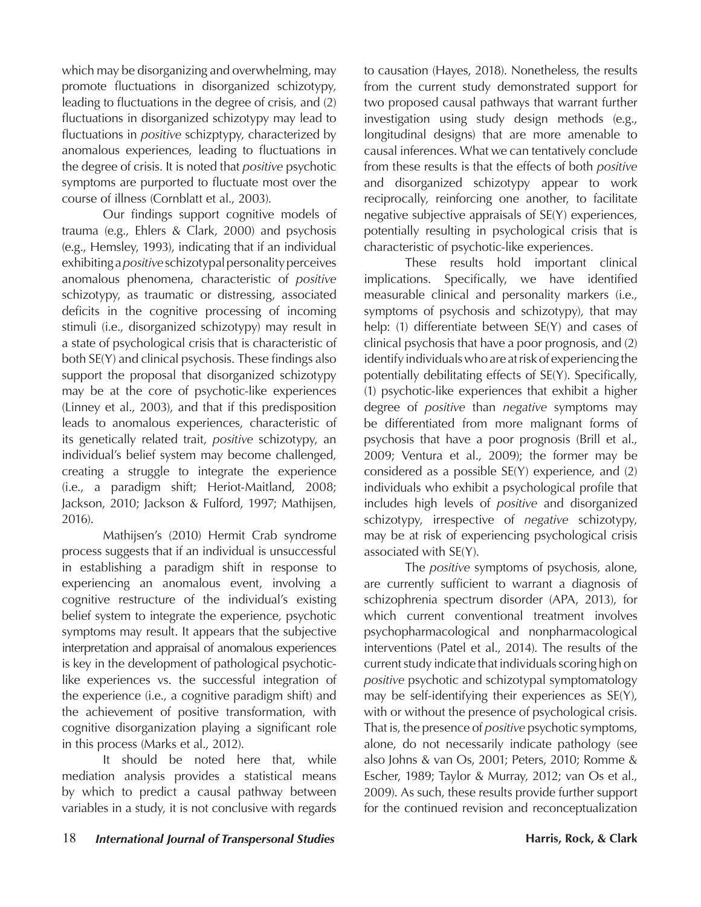which may be disorganizing and overwhelming, may promote fluctuations in disorganized schizotypy, leading to fluctuations in the degree of crisis, and (2) fluctuations in disorganized schizotypy may lead to fluctuations in *positive* schizptypy, characterized by anomalous experiences, leading to fluctuations in the degree of crisis. It is noted that *positive* psychotic symptoms are purported to fluctuate most over the course of illness (Cornblatt et al., 2003).

Our findings support cognitive models of trauma (e.g., Ehlers & Clark, 2000) and psychosis (e.g., Hemsley, 1993), indicating that if an individual exhibiting a *positive* schizotypal personality perceives anomalous phenomena, characteristic of *positive* schizotypy, as traumatic or distressing, associated deficits in the cognitive processing of incoming stimuli (i.e., disorganized schizotypy) may result in a state of psychological crisis that is characteristic of both SE(Y) and clinical psychosis. These findings also support the proposal that disorganized schizotypy may be at the core of psychotic-like experiences (Linney et al., 2003), and that if this predisposition leads to anomalous experiences, characteristic of its genetically related trait, *positive* schizotypy, an individual's belief system may become challenged, creating a struggle to integrate the experience (i.e., a paradigm shift; Heriot-Maitland, 2008; Jackson, 2010; Jackson & Fulford, 1997; Mathijsen, 2016).

Mathijsen's (2010) Hermit Crab syndrome process suggests that if an individual is unsuccessful in establishing a paradigm shift in response to experiencing an anomalous event, involving a cognitive restructure of the individual's existing belief system to integrate the experience, psychotic symptoms may result. It appears that the subjective interpretation and appraisal of anomalous experiences is key in the development of pathological psychotic-like experiences vs. the successful integration of the experience (i.e., a cognitive paradigm shift) and the achievement of positive transformation, with cognitive disorganization playing a significant role in this process (Marks et al., 2012).

It should be noted here that, while mediation analysis provides a statistical means by which to predict a causal pathway between variables in a study, it is not conclusive with regards to causation (Hayes, 2018). Nonetheless, the results from the current study demonstrated support for two proposed causal pathways that warrant further investigation using study design methods (e.g., longitudinal designs) that are more amenable to causal inferences. What we can tentatively conclude from these results is that the effects of both *positive* and disorganized schizotypy appear to work reciprocally, reinforcing one another, to facilitate negative subjective appraisals of SE(Y) experiences, potentially resulting in psychological crisis that is characteristic of psychotic-like experiences.

These results hold important clinical implications. Specifically, we have identified measurable clinical and personality markers (i.e., symptoms of psychosis and schizotypy), that may help: (1) differentiate between SE(Y) and cases of clinical psychosis that have a poor prognosis, and (2) identify individuals who are at risk of experiencing the potentially debilitating effects of SE(Y). Specifically, (1) psychotic-like experiences that exhibit a higher degree of *positive* than *negative* symptoms may be differentiated from more malignant forms of psychosis that have a poor prognosis (Brill et al., 2009; Ventura et al., 2009); the former may be considered as a possible SE(Y) experience, and (2) individuals who exhibit a psychological profile that includes high levels of *positive* and disorganized schizotypy, irrespective of *negative* schizotypy, may be at risk of experiencing psychological crisis associated with SE(Y).

The *positive* symptoms of psychosis, alone, are currently sufficient to warrant a diagnosis of schizophrenia spectrum disorder (APA, 2013), for which current conventional treatment involves psychopharmacological and nonpharmacological interventions (Patel et al., 2014). The results of the current study indicate that individuals scoring high on *positive* psychotic and schizotypal symptomatology may be self-identifying their experiences as SE(Y), with or without the presence of psychological crisis. That is, the presence of *positive* psychotic symptoms, alone, do not necessarily indicate pathology (see also Johns & van Os, 2001; Peters, 2010; Romme & Escher, 1989; Taylor & Murray, 2012; van Os et al., 2009). As such, these results provide further support for the continued revision and reconceptualization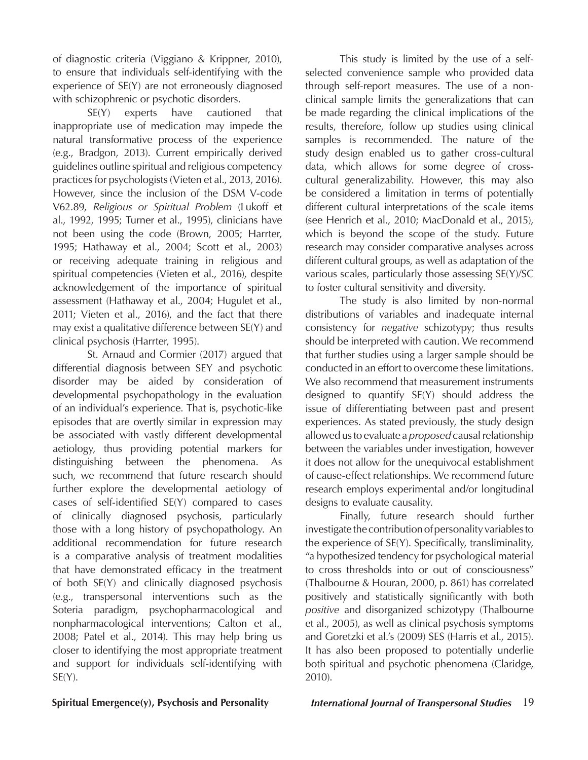of diagnostic criteria (Viggiano & Krippner, 2010), to ensure that individuals self-identifying with the experience of SE(Y) are not erroneously diagnosed with schizophrenic or psychotic disorders.

SE(Y) experts have cautioned that inappropriate use of medication may impede the natural transformative process of the experience (e.g., Bradgon, 2013). Current empirically derived guidelines outline spiritual and religious competency practices for psychologists (Vieten et al., 2013, 2016). However, since the inclusion of the DSM V-code V62.89, *Religious or Spiritual Problem* (Lukoff et al., 1992, 1995; Turner et al., 1995), clinicians have not been using the code (Brown, 2005; Harrter, 1995; Hathaway et al., 2004; Scott et al., 2003) or receiving adequate training in religious and spiritual competencies (Vieten et al., 2016), despite acknowledgement of the importance of spiritual assessment (Hathaway et al., 2004; Hugulet et al., 2011; Vieten et al., 2016), and the fact that there may exist a qualitative difference between SE(Y) and clinical psychosis (Harrter, 1995).

St. Arnaud and Cormier (2017) argued that differential diagnosis between SEY and psychotic disorder may be aided by consideration of developmental psychopathology in the evaluation of an individual's experience. That is, psychotic-like episodes that are overtly similar in expression may be associated with vastly different developmental aetiology, thus providing potential markers for distinguishing between the phenomena. As such, we recommend that future research should further explore the developmental aetiology of cases of self-identified SE(Y) compared to cases of clinically diagnosed psychosis, particularly those with a long history of psychopathology. An additional recommendation for future research is a comparative analysis of treatment modalities that have demonstrated efficacy in the treatment of both SE(Y) and clinically diagnosed psychosis (e.g., transpersonal interventions such as the Soteria paradigm, psychopharmacological and nonpharmacological interventions; Calton et al., 2008; Patel et al., 2014). This may help bring us closer to identifying the most appropriate treatment and support for individuals self-identifying with SE(Y).

This study is limited by the use of a self-selected convenience sample who provided data through self-report measures. The use of a non-clinical sample limits the generalizations that can be made regarding the clinical implications of the results, therefore, follow up studies using clinical samples is recommended. The nature of the study design enabled us to gather cross-cultural data, which allows for some degree of cross-cultural generalizability. However, this may also be considered a limitation in terms of potentially different cultural interpretations of the scale items (see Henrich et al., 2010; MacDonald et al., 2015), which is beyond the scope of the study. Future research may consider comparative analyses across different cultural groups, as well as adaptation of the various scales, particularly those assessing SE(Y)/SC to foster cultural sensitivity and diversity.

The study is also limited by non-normal distributions of variables and inadequate internal consistency for *negative* schizotypy; thus results should be interpreted with caution. We recommend that further studies using a larger sample should be conducted in an effort to overcome these limitations. We also recommend that measurement instruments designed to quantify SE(Y) should address the issue of differentiating between past and present experiences. As stated previously, the study design allowed us to evaluate a *proposed* causal relationship between the variables under investigation, however it does not allow for the unequivocal establishment of cause-effect relationships. We recommend future research employs experimental and/or longitudinal designs to evaluate causality.

Finally, future research should further investigate the contribution of personality variables to the experience of SE(Y). Specifically, transliminality, "a hypothesized tendency for psychological material to cross thresholds into or out of consciousness" (Thalbourne & Houran, 2000, p. 861) has correlated positively and statistically significantly with both *positive* and disorganized schizotypy (Thalbourne et al., 2005), as well as clinical psychosis symptoms and Goretzki et al.'s (2009) SES (Harris et al., 2015). It has also been proposed to potentially underlie both spiritual and psychotic phenomena (Claridge, 2010).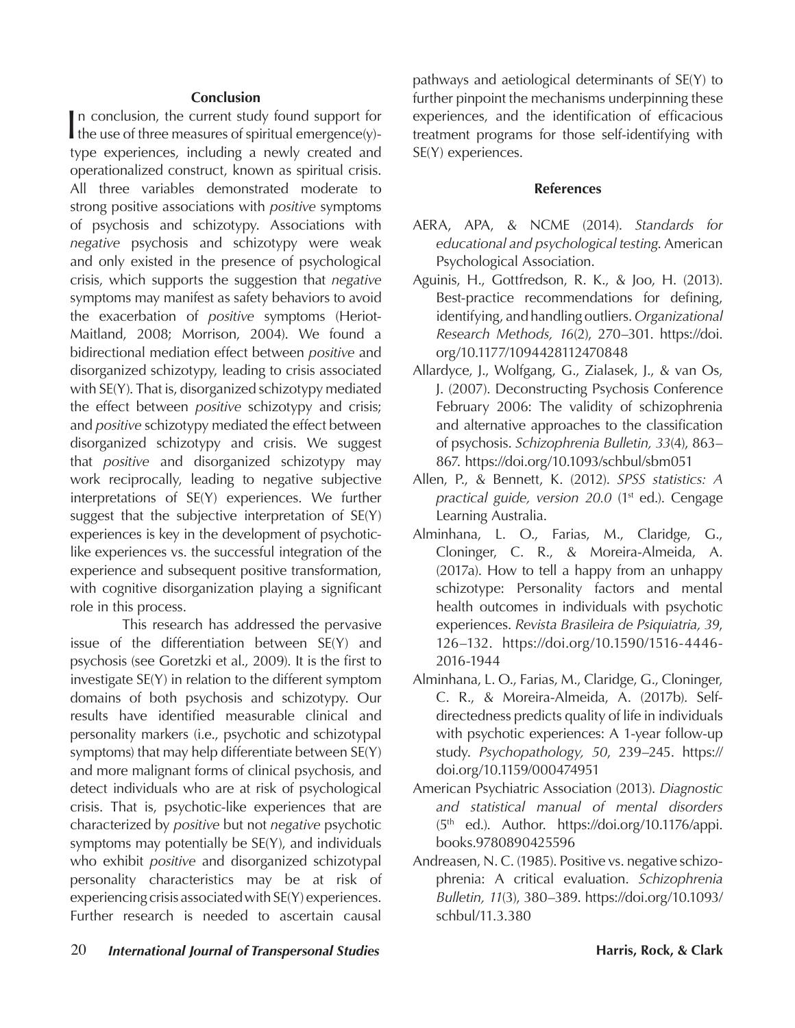## Conclusion

In conclusion, the current study found support for the use of three measures of spiritual emergence(y)-type experiences, including a newly created and operationalized construct, known as spiritual crisis. All three variables demonstrated moderate to strong positive associations with *positive* symptoms of psychosis and schizotypy. Associations with *negative* psychosis and schizotypy were weak and only existed in the presence of psychological crisis, which supports the suggestion that *negative* symptoms may manifest as safety behaviors to avoid the exacerbation of *positive* symptoms (Heriot-Maitland, 2008; Morrison, 2004). We found a bidirectional mediation effect between *positive* and disorganized schizotypy, leading to crisis associated with SE(Y). That is, disorganized schizotypy mediated the effect between *positive* schizotypy and crisis; and *positive* schizotypy mediated the effect between disorganized schizotypy and crisis. We suggest that *positive* and disorganized schizotypy may work reciprocally, leading to negative subjective interpretations of SE(Y) experiences. We further suggest that the subjective interpretation of SE(Y) experiences is key in the development of psychotic-like experiences vs. the successful integration of the experience and subsequent positive transformation, with cognitive disorganization playing a significant role in this process.

This research has addressed the pervasive issue of the differentiation between SE(Y) and psychosis (see Goretzki et al., 2009). It is the first to investigate SE(Y) in relation to the different symptom domains of both psychosis and schizotypy. Our results have identified measurable clinical and personality markers (i.e., psychotic and schizotypal symptoms) that may help differentiate between SE(Y) and more malignant forms of clinical psychosis, and detect individuals who are at risk of psychological crisis. That is, psychotic-like experiences that are characterized by *positive* but not *negative* psychotic symptoms may potentially be SE(Y), and individuals who exhibit *positive* and disorganized schizotypal personality characteristics may be at risk of experiencing crisis associated with SE(Y) experiences. Further research is needed to ascertain causal pathways and aetiological determinants of SE(Y) to further pinpoint the mechanisms underpinning these experiences, and the identification of efficacious treatment programs for those self-identifying with SE(Y) experiences.

## References

AERA, APA, & NCME (2014). *Standards for educational and psychological testing*. American Psychological Association.

Aguinis, H., Gottfredson, R. K., & Joo, H. (2013). Best-practice recommendations for defining, identifying, and handling outliers. *Organizational Research Methods, 16*(2), 270–301. https://doi.org/10.1177/1094428112470848

Allardyce, J., Wolfgang, G., Zialasek, J., & van Os, J. (2007). Deconstructing Psychosis Conference February 2006: The validity of schizophrenia and alternative approaches to the classification of psychosis. *Schizophrenia Bulletin, 33*(4), 863–867. https://doi.org/10.1093/schbul/sbm051

Allen, P., & Bennett, K. (2012). *SPSS statistics: A practical guide, version 20.0* (1st ed.). Cengage Learning Australia.

Alminhana, L. O., Farias, M., Claridge, G., Cloninger, C. R., & Moreira-Almeida, A. (2017a). How to tell a happy from an unhappy schizotype: Personality factors and mental health outcomes in individuals with psychotic experiences. *Revista Brasileira de Psiquiatria, 39*, 126–132. https://doi.org/10.1590/1516-4446-2016-1944

Alminhana, L. O., Farias, M., Claridge, G., Cloninger, C. R., & Moreira-Almeida, A. (2017b). Self-directedness predicts quality of life in individuals with psychotic experiences: A 1-year follow-up study. *Psychopathology, 50*, 239–245. https://doi.org/10.1159/000474951

American Psychiatric Association (2013). *Diagnostic and statistical manual of mental disorders* (5th ed.). Author. https://doi.org/10.1176/appi.books.9780890425596

Andreasen, N. C. (1985). Positive vs. negative schizophrenia: A critical evaluation. *Schizophrenia Bulletin, 11*(3), 380–389. https://doi.org/10.1093/schbul/11.3.380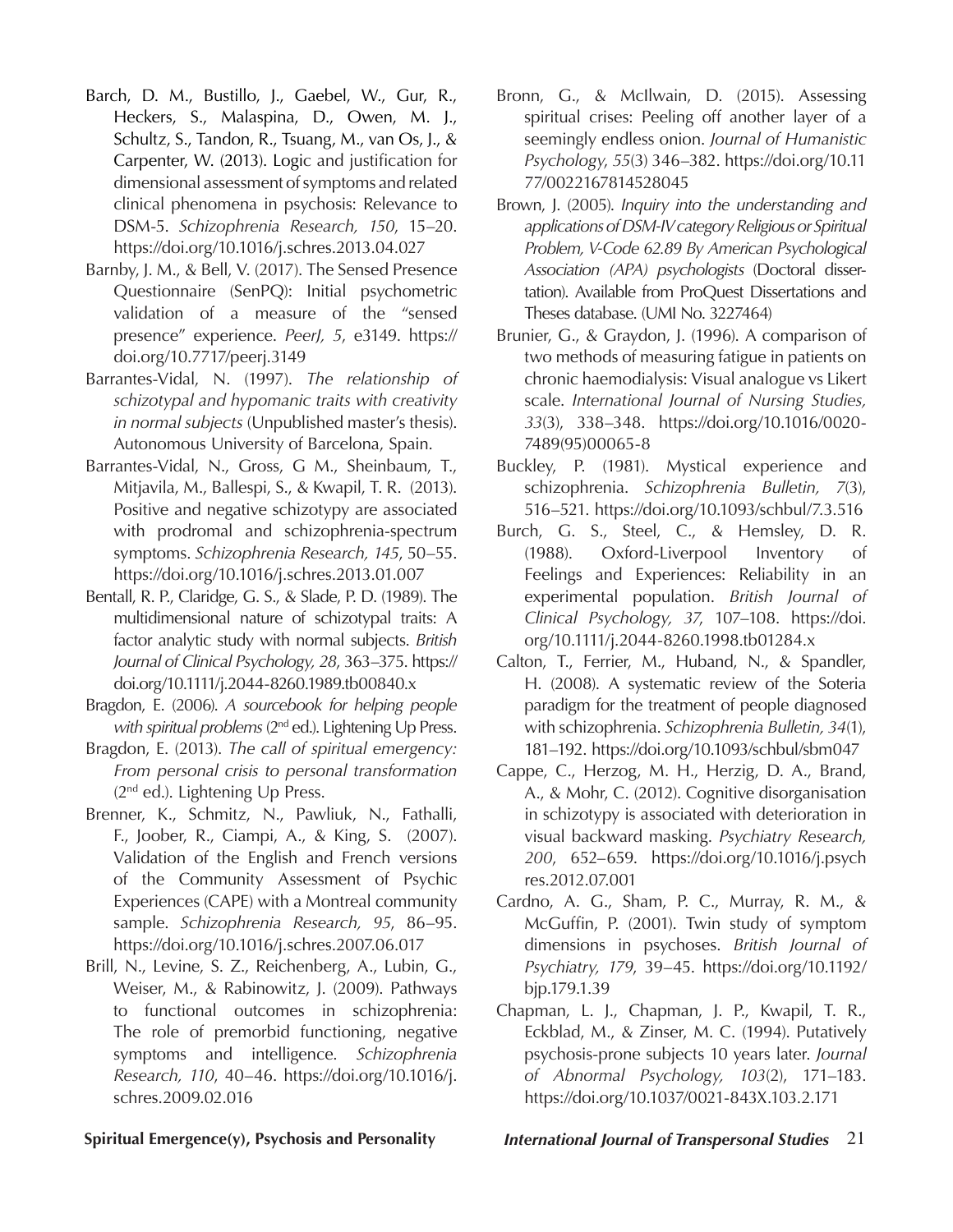Barch, D. M., Bustillo, J., Gaebel, W., Gur, R., Heckers, S., Malaspina, D., Owen, M. J., Schultz, S., Tandon, R., Tsuang, M., van Os, J., & Carpenter, W. (2013). Logic and justification for dimensional assessment of symptoms and related clinical phenomena in psychosis: Relevance to DSM-5. *Schizophrenia Research, 150*, 15–20. https://doi.org/10.1016/j.schres.2013.04.027

Barnby, J. M., & Bell, V. (2017). The Sensed Presence Questionnaire (SenPQ): Initial psychometric validation of a measure of the "sensed presence" experience. *PeerJ, 5*, e3149. https://doi.org/10.7717/peerj.3149

Barrantes-Vidal, N. (1997). *The relationship of schizotypal and hypomanic traits with creativity in normal subjects* (Unpublished master's thesis). Autonomous University of Barcelona, Spain.

Barrantes-Vidal, N., Gross, G M., Sheinbaum, T., Mitjavila, M., Ballespi, S., & Kwapil, T. R. (2013). Positive and negative schizotypy are associated with prodromal and schizophrenia-spectrum symptoms. *Schizophrenia Research, 145*, 50–55. https://doi.org/10.1016/j.schres.2013.01.007

Bentall, R. P., Claridge, G. S., & Slade, P. D. (1989). The multidimensional nature of schizotypal traits: A factor analytic study with normal subjects. *British Journal of Clinical Psychology, 28*, 363–375. https://doi.org/10.1111/j.2044-8260.1989.tb00840.x

Bragdon, E. (2006). *A sourcebook for helping people with spiritual problems* (2nd ed.). Lightening Up Press.

Bragdon, E. (2013). *The call of spiritual emergency: From personal crisis to personal transformation* (2nd ed.). Lightening Up Press.

Brenner, K., Schmitz, N., Pawliuk, N., Fathalli, F., Joober, R., Ciampi, A., & King, S. (2007). Validation of the English and French versions of the Community Assessment of Psychic Experiences (CAPE) with a Montreal community sample. *Schizophrenia Research, 95*, 86–95. https://doi.org/10.1016/j.schres.2007.06.017

Brill, N., Levine, S. Z., Reichenberg, A., Lubin, G., Weiser, M., & Rabinowitz, J. (2009). Pathways to functional outcomes in schizophrenia: The role of premorbid functioning, negative symptoms and intelligence. *Schizophrenia Research, 110*, 40–46. https://doi.org/10.1016/j.schres.2009.02.016

Bronn, G., & McIlwain, D. (2015). Assessing spiritual crises: Peeling off another layer of a seemingly endless onion. *Journal of Humanistic Psychology*, *55*(3) 346–382. https://doi.org/10.1177/0022167814528045

Brown, J. (2005). *Inquiry into the understanding and applications of DSM-IV category Religious or Spiritual Problem, V-Code 62.89 By American Psychological Association (APA) psychologists* (Doctoral dissertation). Available from ProQuest Dissertations and Theses database. (UMI No. 3227464)

Brunier, G., & Graydon, J. (1996). A comparison of two methods of measuring fatigue in patients on chronic haemodialysis: Visual analogue vs Likert scale. *International Journal of Nursing Studies, 33*(3), 338–348. https://doi.org/10.1016/0020-7489(95)00065-8

Buckley, P. (1981). Mystical experience and schizophrenia. *Schizophrenia Bulletin, 7*(3), 516–521. https://doi.org/10.1093/schbul/7.3.516

Burch, G. S., Steel, C., & Hemsley, D. R. (1988). Oxford-Liverpool Inventory of Feelings and Experiences: Reliability in an experimental population. *British Journal of Clinical Psychology, 37*, 107–108. https://doi.org/10.1111/j.2044-8260.1998.tb01284.x

Calton, T., Ferrier, M., Huband, N., & Spandler, H. (2008). A systematic review of the Soteria paradigm for the treatment of people diagnosed with schizophrenia. *Schizophrenia Bulletin, 34*(1), 181–192. https://doi.org/10.1093/schbul/sbm047

Cappe, C., Herzog, M. H., Herzig, D. A., Brand, A., & Mohr, C. (2012). Cognitive disorganisation in schizotypy is associated with deterioration in visual backward masking. *Psychiatry Research, 200*, 652–659. https://doi.org/10.1016/j.psychres.2012.07.001

Cardno, A. G., Sham, P. C., Murray, R. M., & McGuffin, P. (2001). Twin study of symptom dimensions in psychoses. *British Journal of Psychiatry, 179*, 39–45. https://doi.org/10.1192/bjp.179.1.39

Chapman, L. J., Chapman, J. P., Kwapil, T. R., Eckblad, M., & Zinser, M. C. (1994). Putatively psychosis-prone subjects 10 years later. *Journal of Abnormal Psychology, 103*(2), 171–183. https://doi.org/10.1037/0021-843X.103.2.171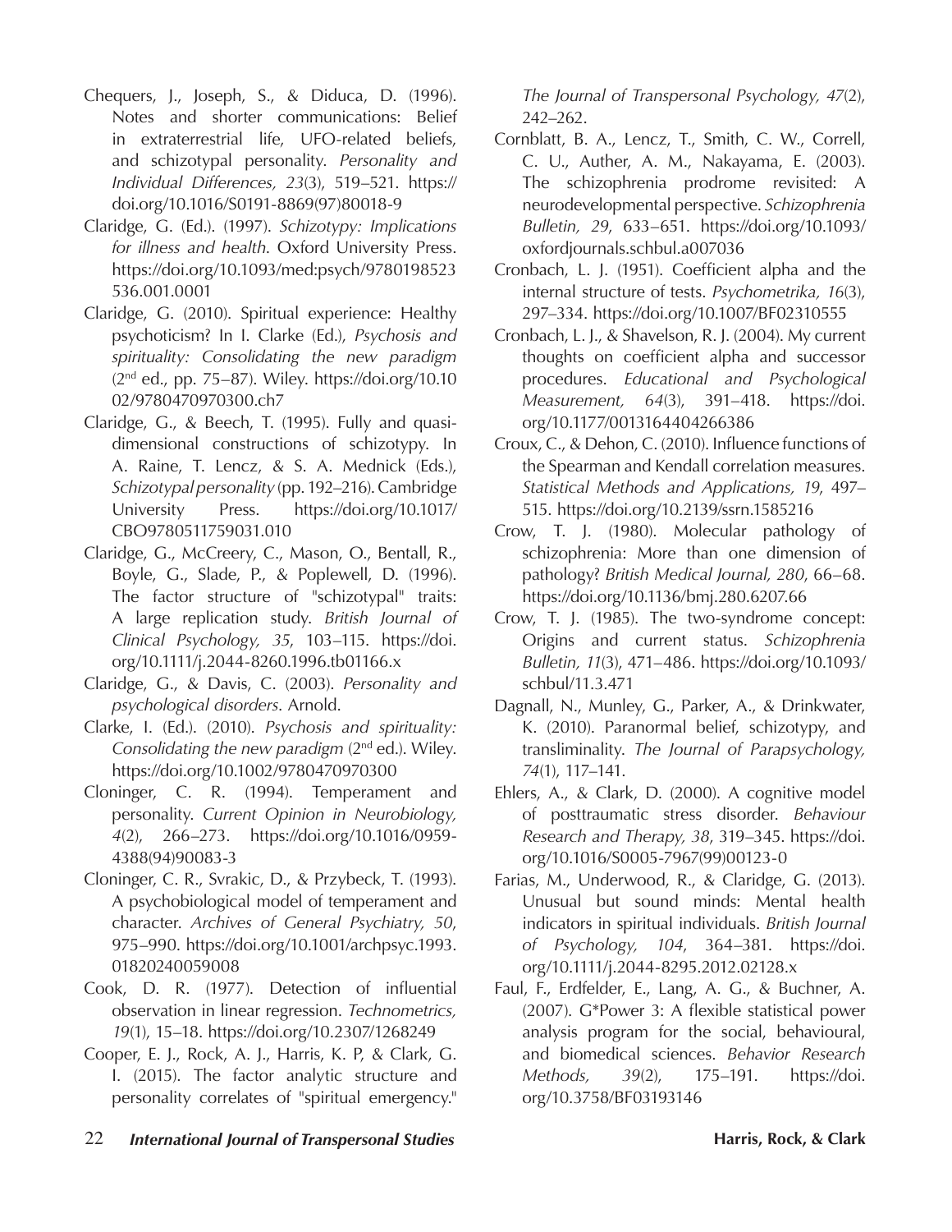Chequers, J., Joseph, S., & Diduca, D. (1996). Notes and shorter communications: Belief in extraterrestrial life, UFO-related beliefs, and schizotypal personality. *Personality and Individual Differences, 23*(3), 519–521. https://doi.org/10.1016/S0191-8869(97)80018-9

Claridge, G. (Ed.). (1997). *Schizotypy: Implications for illness and health*. Oxford University Press. https://doi.org/10.1093/med:psych/9780198523536.001.0001

Claridge, G. (2010). Spiritual experience: Healthy psychoticism? In I. Clarke (Ed.), *Psychosis and spirituality: Consolidating the new paradigm* (2nd ed., pp. 75–87). Wiley. https://doi.org/10.1002/9780470970300.ch7

Claridge, G., & Beech, T. (1995). Fully and quasi-dimensional constructions of schizotypy. In A. Raine, T. Lencz, & S. A. Mednick (Eds.), *Schizotypal personality* (pp. 192–216). Cambridge University Press. https://doi.org/10.1017/CBO9780511759031.010

Claridge, G., McCreery, C., Mason, O., Bentall, R., Boyle, G., Slade, P., & Poplewell, D. (1996). The factor structure of "schizotypal" traits: A large replication study. *British Journal of Clinical Psychology, 35*, 103–115. https://doi.org/10.1111/j.2044-8260.1996.tb01166.x

Claridge, G., & Davis, C. (2003). *Personality and psychological disorders*. Arnold.

Clarke, I. (Ed.). (2010). *Psychosis and spirituality: Consolidating the new paradigm* (2nd ed.). Wiley. https://doi.org/10.1002/9780470970300

Cloninger, C. R. (1994). Temperament and personality. *Current Opinion in Neurobiology, 4*(2), 266–273. https://doi.org/10.1016/0959-4388(94)90083-3

Cloninger, C. R., Svrakic, D., & Przybeck, T. (1993). A psychobiological model of temperament and character. *Archives of General Psychiatry, 50*, 975–990. https://doi.org/10.1001/archpsyc.1993.01820240059008

Cook, D. R. (1977). Detection of influential observation in linear regression. *Technometrics, 19*(1), 15–18. https://doi.org/10.2307/1268249

Cooper, E. J., Rock, A. J., Harris, K. P, & Clark, G. I. (2015). The factor analytic structure and personality correlates of "spiritual emergency." *The Journal of Transpersonal Psychology, 47*(2), 242–262.

Cornblatt, B. A., Lencz, T., Smith, C. W., Correll, C. U., Auther, A. M., Nakayama, E. (2003). The schizophrenia prodrome revisited: A neurodevelopmental perspective. *Schizophrenia Bulletin, 29*, 633–651. https://doi.org/10.1093/oxfordjournals.schbul.a007036

Cronbach, L. J. (1951). Coefficient alpha and the internal structure of tests. *Psychometrika, 16*(3), 297–334. https://doi.org/10.1007/BF02310555

Cronbach, L. J., & Shavelson, R. J. (2004). My current thoughts on coefficient alpha and successor procedures. *Educational and Psychological Measurement, 64*(3), 391–418. https://doi.org/10.1177/0013164404266386

Croux, C., & Dehon, C. (2010). Influence functions of the Spearman and Kendall correlation measures. *Statistical Methods and Applications, 19*, 497–515. https://doi.org/10.2139/ssrn.1585216

Crow, T. J. (1980). Molecular pathology of schizophrenia: More than one dimension of pathology? *British Medical Journal, 280*, 66–68. https://doi.org/10.1136/bmj.280.6207.66

Crow, T. J. (1985). The two-syndrome concept: Origins and current status. *Schizophrenia Bulletin, 11*(3), 471–486. https://doi.org/10.1093/schbul/11.3.471

Dagnall, N., Munley, G., Parker, A., & Drinkwater, K. (2010). Paranormal belief, schizotypy, and transliminality. *The Journal of Parapsychology, 74*(1), 117–141.

Ehlers, A., & Clark, D. (2000). A cognitive model of posttraumatic stress disorder. *Behaviour Research and Therapy, 38*, 319–345. https://doi.org/10.1016/S0005-7967(99)00123-0

Farias, M., Underwood, R., & Claridge, G. (2013). Unusual but sound minds: Mental health indicators in spiritual individuals. *British Journal of Psychology, 104*, 364–381. https://doi.org/10.1111/j.2044-8295.2012.02128.x

Faul, F., Erdfelder, E., Lang, A. G., & Buchner, A. (2007). G*Power 3: A flexible statistical power analysis program for the social, behavioural, and biomedical sciences. *Behavior Research Methods, 39*(2), 175–191. https://doi.org/10.3758/BF03193146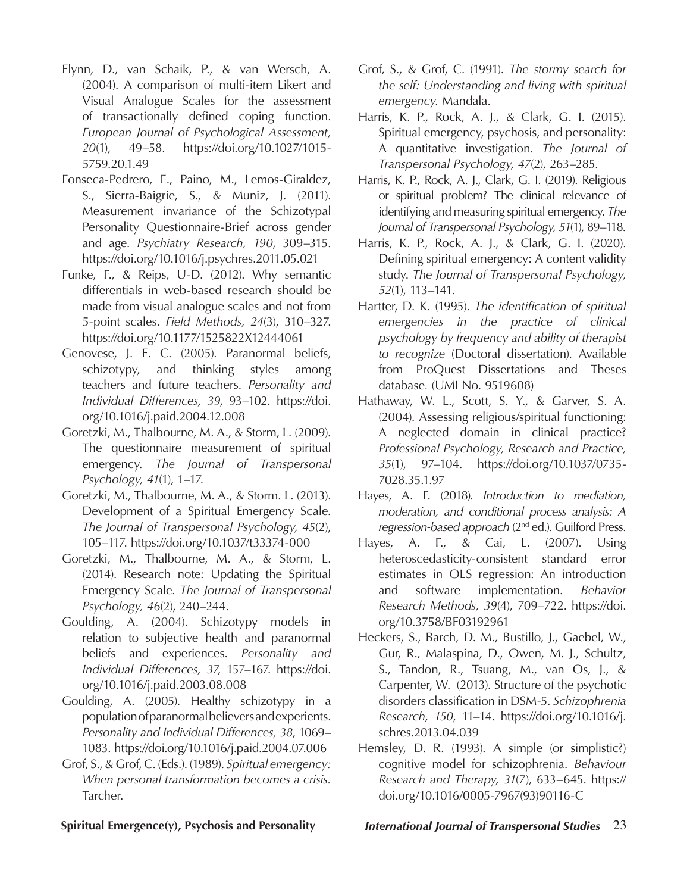Flynn, D., van Schaik, P., & van Wersch, A. (2004). A comparison of multi-item Likert and Visual Analogue Scales for the assessment of transactionally defined coping function. *European Journal of Psychological Assessment, 20*(1), 49–58. https://doi.org/10.1027/1015-5759.20.1.49

Fonseca-Pedrero, E., Paino, M., Lemos-Giraldez, S., Sierra-Baigrie, S., & Muniz, J. (2011). Measurement invariance of the Schizotypal Personality Questionnaire-Brief across gender and age. *Psychiatry Research, 190*, 309–315. https://doi.org/10.1016/j.psychres.2011.05.021

Funke, F., & Reips, U-D. (2012). Why semantic differentials in web-based research should be made from visual analogue scales and not from 5-point scales. *Field Methods, 24*(3), 310–327. https://doi.org/10.1177/1525822X12444061

Genovese, J. E. C. (2005). Paranormal beliefs, schizotypy, and thinking styles among teachers and future teachers. *Personality and Individual Differences, 39*, 93–102. https://doi.org/10.1016/j.paid.2004.12.008

Goretzki, M., Thalbourne, M. A., & Storm, L. (2009). The questionnaire measurement of spiritual emergency. *The Journal of Transpersonal Psychology, 41*(1), 1–17.

Goretzki, M., Thalbourne, M. A., & Storm. L. (2013). Development of a Spiritual Emergency Scale. *The Journal of Transpersonal Psychology, 45*(2), 105–117. https://doi.org/10.1037/t33374-000

Goretzki, M., Thalbourne, M. A., & Storm, L. (2014). Research note: Updating the Spiritual Emergency Scale. *The Journal of Transpersonal Psychology, 46*(2), 240–244.

Goulding, A. (2004). Schizotypy models in relation to subjective health and paranormal beliefs and experiences. *Personality and Individual Differences, 37*, 157–167. https://doi.org/10.1016/j.paid.2003.08.008

Goulding, A. (2005). Healthy schizotypy in a population of paranormal believers and experients. *Personality and Individual Differences, 38*, 1069–1083. https://doi.org/10.1016/j.paid.2004.07.006

Grof, S., & Grof, C. (Eds.). (1989). *Spiritual emergency: When personal transformation becomes a crisis*. Tarcher.

Grof, S., & Grof, C. (1991). *The stormy search for the self: Understanding and living with spiritual emergency*. Mandala.

Harris, K. P., Rock, A. J., & Clark, G. I. (2015). Spiritual emergency, psychosis, and personality: A quantitative investigation. *The Journal of Transpersonal Psychology, 47*(2), 263–285.

Harris, K. P., Rock, A. J., Clark, G. I. (2019). Religious or spiritual problem? The clinical relevance of identifying and measuring spiritual emergency. *The Journal of Transpersonal Psychology, 51*(1), 89–118.

Harris, K. P., Rock, A. J., & Clark, G. I. (2020). Defining spiritual emergency: A content validity study. *The Journal of Transpersonal Psychology, 52*(1), 113–141.

Hartter, D. K. (1995). *The identification of spiritual emergencies in the practice of clinical psychology by frequency and ability of therapist to recognize* (Doctoral dissertation). Available from ProQuest Dissertations and Theses database. (UMI No. 9519608)

Hathaway, W. L., Scott, S. Y., & Garver, S. A. (2004). Assessing religious/spiritual functioning: A neglected domain in clinical practice? *Professional Psychology, Research and Practice, 35*(1), 97–104. https://doi.org/10.1037/0735-7028.35.1.97

Hayes, A. F. (2018). *Introduction to mediation, moderation, and conditional process analysis: A regression-based approach* (2nd ed.). Guilford Press.

Hayes, A. F., & Cai, L. (2007). Using heteroscedasticity-consistent standard error estimates in OLS regression: An introduction and software implementation. *Behavior Research Methods, 39*(4), 709–722. https://doi.org/10.3758/BF03192961

Heckers, S., Barch, D. M., Bustillo, J., Gaebel, W., Gur, R., Malaspina, D., Owen, M. J., Schultz, S., Tandon, R., Tsuang, M., van Os, J., & Carpenter, W. (2013). Structure of the psychotic disorders classification in DSM-5. *Schizophrenia Research, 150*, 11–14. https://doi.org/10.1016/j.schres.2013.04.039

Hemsley, D. R. (1993). A simple (or simplistic?) cognitive model for schizophrenia. *Behaviour Research and Therapy, 31*(7), 633–645. https://doi.org/10.1016/0005-7967(93)90116-C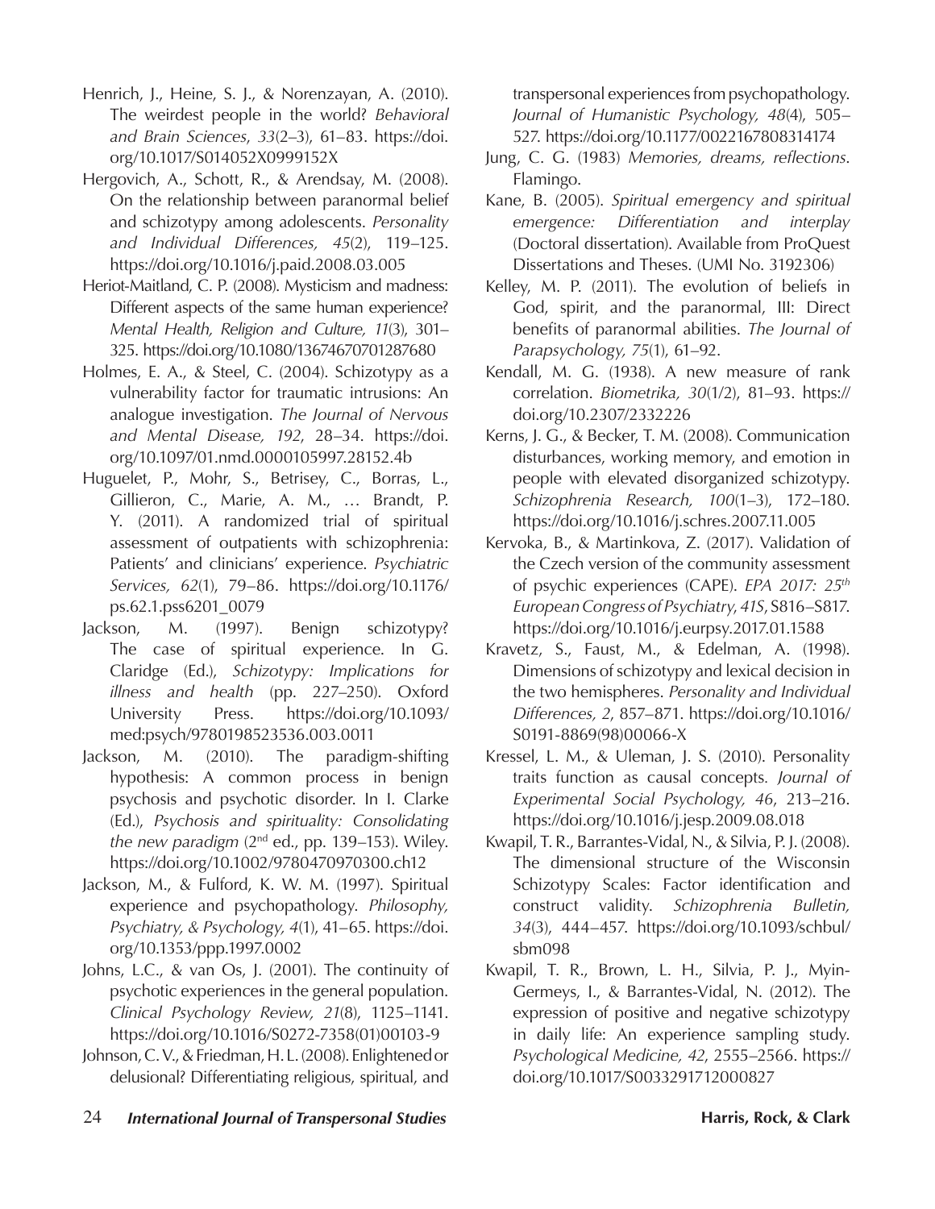Henrich, J., Heine, S. J., & Norenzayan, A. (2010). The weirdest people in the world? *Behavioral and Brain Sciences*, *33*(2–3), 61–83. https://doi.org/10.1017/S014052X0999152X

Hergovich, A., Schott, R., & Arendsay, M. (2008). On the relationship between paranormal belief and schizotypy among adolescents. *Personality and Individual Differences, 45*(2), 119–125. https://doi.org/10.1016/j.paid.2008.03.005

Heriot-Maitland, C. P. (2008). Mysticism and madness: Different aspects of the same human experience? *Mental Health, Religion and Culture, 11*(3), 301–325. https://doi.org/10.1080/13674670701287680

Holmes, E. A., & Steel, C. (2004). Schizotypy as a vulnerability factor for traumatic intrusions: An analogue investigation. *The Journal of Nervous and Mental Disease, 192*, 28–34. https://doi.org/10.1097/01.nmd.0000105997.28152.4b

Huguelet, P., Mohr, S., Betrisey, C., Borras, L., Gillieron, C., Marie, A. M., … Brandt, P. Y. (2011). A randomized trial of spiritual assessment of outpatients with schizophrenia: Patients' and clinicians' experience. *Psychiatric Services, 62*(1), 79–86. https://doi.org/10.1176/ps.62.1.pss6201_0079

Jackson, M. (1997). Benign schizotypy? The case of spiritual experience. In G. Claridge (Ed.), *Schizotypy: Implications for illness and health* (pp. 227–250). Oxford University Press. https://doi.org/10.1093/med:psych/9780198523536.003.0011

Jackson, M. (2010). The paradigm-shifting hypothesis: A common process in benign psychosis and psychotic disorder. In I. Clarke (Ed.), *Psychosis and spirituality: Consolidating the new paradigm* (2nd ed., pp. 139–153). Wiley. https://doi.org/10.1002/9780470970300.ch12

Jackson, M., & Fulford, K. W. M. (1997). Spiritual experience and psychopathology. *Philosophy, Psychiatry, & Psychology, 4*(1), 41–65. https://doi.org/10.1353/ppp.1997.0002

Johns, L.C., & van Os, J. (2001). The continuity of psychotic experiences in the general population. *Clinical Psychology Review, 21*(8), 1125–1141. https://doi.org/10.1016/S0272-7358(01)00103-9

Johnson, C. V., & Friedman, H. L. (2008). Enlightened or delusional? Differentiating religious, spiritual, and transpersonal experiences from psychopathology. *Journal of Humanistic Psychology, 48*(4), 505–527. https://doi.org/10.1177/0022167808314174

Jung, C. G. (1983) *Memories, dreams, reflections*. Flamingo.

Kane, B. (2005). *Spiritual emergency and spiritual emergence: Differentiation and interplay* (Doctoral dissertation). Available from ProQuest Dissertations and Theses. (UMI No. 3192306)

Kelley, M. P. (2011). The evolution of beliefs in God, spirit, and the paranormal, III: Direct benefits of paranormal abilities. *The Journal of Parapsychology, 75*(1), 61–92.

Kendall, M. G. (1938). A new measure of rank correlation. *Biometrika, 30*(1/2), 81–93. https://doi.org/10.2307/2332226

Kerns, J. G., & Becker, T. M. (2008). Communication disturbances, working memory, and emotion in people with elevated disorganized schizotypy. *Schizophrenia Research, 100*(1–3), 172–180. https://doi.org/10.1016/j.schres.2007.11.005

Kervoka, B., & Martinkova, Z. (2017). Validation of the Czech version of the community assessment of psychic experiences (CAPE). *EPA 2017: 25th European Congress of Psychiatry, 41S*, S816–S817. https://doi.org/10.1016/j.eurpsy.2017.01.1588

Kravetz, S., Faust, M., & Edelman, A. (1998). Dimensions of schizotypy and lexical decision in the two hemispheres. *Personality and Individual Differences, 2*, 857–871. https://doi.org/10.1016/S0191-8869(98)00066-X

Kressel, L. M., & Uleman, J. S. (2010). Personality traits function as causal concepts. *Journal of Experimental Social Psychology, 46*, 213–216. https://doi.org/10.1016/j.jesp.2009.08.018

Kwapil, T. R., Barrantes-Vidal, N., & Silvia, P. J. (2008). The dimensional structure of the Wisconsin Schizotypy Scales: Factor identification and construct validity. *Schizophrenia Bulletin, 34*(3), 444–457. https://doi.org/10.1093/schbul/sbm098

Kwapil, T. R., Brown, L. H., Silvia, P. J., Myin-Germeys, I., & Barrantes-Vidal, N. (2012). The expression of positive and negative schizotypy in daily life: An experience sampling study. *Psychological Medicine, 42*, 2555–2566. https://doi.org/10.1017/S0033291712000827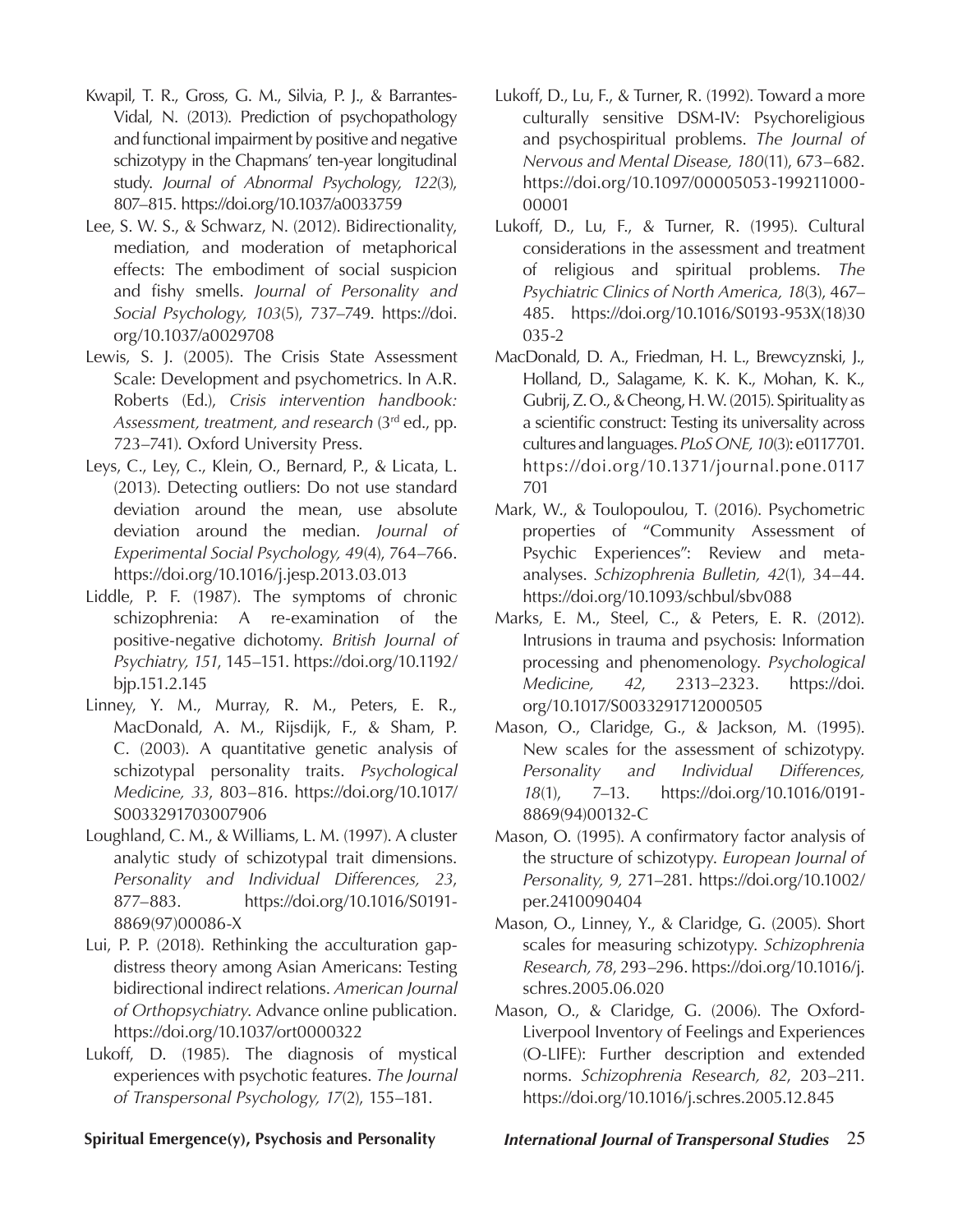Kwapil, T. R., Gross, G. M., Silvia, P. J., & Barrantes-Vidal, N. (2013). Prediction of psychopathology and functional impairment by positive and negative schizotypy in the Chapmans' ten-year longitudinal study. *Journal of Abnormal Psychology, 122*(3), 807–815. https://doi.org/10.1037/a0033759

Lee, S. W. S., & Schwarz, N. (2012). Bidirectionality, mediation, and moderation of metaphorical effects: The embodiment of social suspicion and fishy smells. *Journal of Personality and Social Psychology, 103*(5), 737–749. https://doi.org/10.1037/a0029708

Lewis, S. J. (2005). The Crisis State Assessment Scale: Development and psychometrics. In A.R. Roberts (Ed.), *Crisis intervention handbook: Assessment, treatment, and research* (3rd ed., pp. 723–741). Oxford University Press.

Leys, C., Ley, C., Klein, O., Bernard, P., & Licata, L. (2013). Detecting outliers: Do not use standard deviation around the mean, use absolute deviation around the median. *Journal of Experimental Social Psychology, 49*(4), 764–766. https://doi.org/10.1016/j.jesp.2013.03.013

Liddle, P. F. (1987). The symptoms of chronic schizophrenia: A re-examination of the positive-negative dichotomy. *British Journal of Psychiatry, 151*, 145–151. https://doi.org/10.1192/bjp.151.2.145

Linney, Y. M., Murray, R. M., Peters, E. R., MacDonald, A. M., Rijsdijk, F., & Sham, P. C. (2003). A quantitative genetic analysis of schizotypal personality traits. *Psychological Medicine, 33*, 803–816. https://doi.org/10.1017/S0033291703007906

Loughland, C. M., & Williams, L. M. (1997). A cluster analytic study of schizotypal trait dimensions. *Personality and Individual Differences, 23*, 877–883. https://doi.org/10.1016/S0191-8869(97)00086-X

Lui, P. P. (2018). Rethinking the acculturation gap-distress theory among Asian Americans: Testing bidirectional indirect relations. *American Journal of Orthopsychiatry*. Advance online publication. https://doi.org/10.1037/ort0000322

Lukoff, D. (1985). The diagnosis of mystical experiences with psychotic features. *The Journal of Transpersonal Psychology, 17*(2), 155–181.

Lukoff, D., Lu, F., & Turner, R. (1992). Toward a more culturally sensitive DSM-IV: Psychoreligious and psychospiritual problems. *The Journal of Nervous and Mental Disease, 180*(11), 673–682. https://doi.org/10.1097/00005053-199211000-00001

Lukoff, D., Lu, F., & Turner, R. (1995). Cultural considerations in the assessment and treatment of religious and spiritual problems. *The Psychiatric Clinics of North America, 18*(3), 467–485. https://doi.org/10.1016/S0193-953X(18)30035-2

MacDonald, D. A., Friedman, H. L., Brewczynski, J., Holland, D., Salagame, K. K. K., Mohan, K. K., Gubrij, Z. O., & Cheong, H. W. (2015). Spirituality as a scientific construct: Testing its universality across cultures and languages. *PLoS ONE, 10*(3): e0117701. https://doi.org/10.1371/journal.pone.0117701

Mark, W., & Toulopoulou, T. (2016). Psychometric properties of "Community Assessment of Psychic Experiences": Review and meta-analyses. *Schizophrenia Bulletin, 42*(1), 34–44. https://doi.org/10.1093/schbul/sbv088

Marks, E. M., Steel, C., & Peters, E. R. (2012). Intrusions in trauma and psychosis: Information processing and phenomenology. *Psychological Medicine, 42*, 2313–2323. https://doi.org/10.1017/S0033291712000505

Mason, O., Claridge, G., & Jackson, M. (1995). New scales for the assessment of schizotypy. *Personality and Individual Differences, 18*(1), 7–13. https://doi.org/10.1016/0191-8869(94)00132-C

Mason, O. (1995). A confirmatory factor analysis of the structure of schizotypy. *European Journal of Personality, 9*, 271–281. https://doi.org/10.1002/per.2410090404

Mason, O., Linney, Y., & Claridge, G. (2005). Short scales for measuring schizotypy. *Schizophrenia Research, 78*, 293–296. https://doi.org/10.1016/j.schres.2005.06.020

Mason, O., & Claridge, G. (2006). The Oxford-Liverpool Inventory of Feelings and Experiences (O-LIFE): Further description and extended norms. *Schizophrenia Research, 82*, 203–211. https://doi.org/10.1016/j.schres.2005.12.845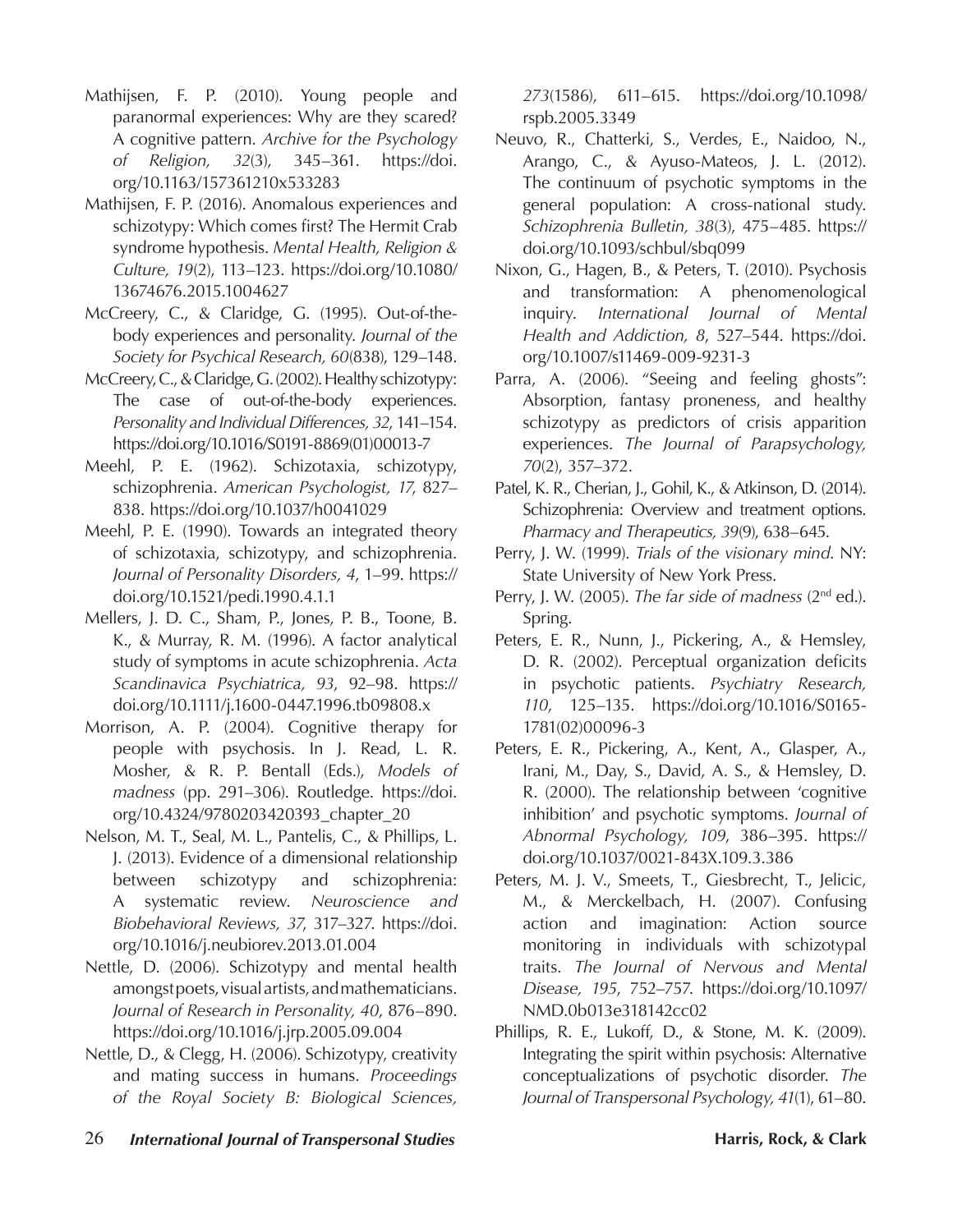Mathijsen, F. P. (2010). Young people and paranormal experiences: Why are they scared? A cognitive pattern. *Archive for the Psychology of Religion, 32*(3), 345–361. https://doi.org/10.1163/157361210x533283

Mathijsen, F. P. (2016). Anomalous experiences and schizotypy: Which comes first? The Hermit Crab syndrome hypothesis. *Mental Health, Religion & Culture, 19*(2), 113–123. https://doi.org/10.1080/13674676.2015.1004627

McCreery, C., & Claridge, G. (1995). Out-of-the-body experiences and personality. *Journal of the Society for Psychical Research, 60*(838), 129–148.

McCreery, C., & Claridge, G. (2002). Healthy schizotypy: The case of out-of-the-body experiences. *Personality and Individual Differences, 32*, 141–154. https://doi.org/10.1016/S0191-8869(01)00013-7

Meehl, P. E. (1962). Schizotaxia, schizotypy, schizophrenia. *American Psychologist, 17*, 827–838. https://doi.org/10.1037/h0041029

Meehl, P. E. (1990). Towards an integrated theory of schizotaxia, schizotypy, and schizophrenia. *Journal of Personality Disorders, 4*, 1–99. https://doi.org/10.1521/pedi.1990.4.1.1

Mellers, J. D. C., Sham, P., Jones, P. B., Toone, B. K., & Murray, R. M. (1996). A factor analytical study of symptoms in acute schizophrenia. *Acta Scandinavica Psychiatrica, 93*, 92–98. https://doi.org/10.1111/j.1600-0447.1996.tb09808.x

Morrison, A. P. (2004). Cognitive therapy for people with psychosis. In J. Read, L. R. Mosher, & R. P. Bentall (Eds.), *Models of madness* (pp. 291–306). Routledge. https://doi.org/10.4324/9780203420393_chapter_20

Nelson, M. T., Seal, M. L., Pantelis, C., & Phillips, L. J. (2013). Evidence of a dimensional relationship between schizotypy and schizophrenia: A systematic review. *Neuroscience and Biobehavioral Reviews, 37*, 317–327. https://doi.org/10.1016/j.neubiorev.2013.01.004

Nettle, D. (2006). Schizotypy and mental health amongst poets, visual artists, and mathematicians. *Journal of Research in Personality, 40*, 876–890. https://doi.org/10.1016/j.jrp.2005.09.004

Nettle, D., & Clegg, H. (2006). Schizotypy, creativity and mating success in humans. *Proceedings of the Royal Society B: Biological Sciences, 273*(1586), 611–615. https://doi.org/10.1098/rspb.2005.3349

Neuvo, R., Chatterki, S., Verdes, E., Naidoo, N., Arango, C., & Ayuso-Mateos, J. L. (2012). The continuum of psychotic symptoms in the general population: A cross-national study. *Schizophrenia Bulletin, 38*(3), 475–485. https://doi.org/10.1093/schbul/sbq099

Nixon, G., Hagen, B., & Peters, T. (2010). Psychosis and transformation: A phenomenological inquiry. *International Journal of Mental Health and Addiction, 8*, 527–544. https://doi.org/10.1007/s11469-009-9231-3

Parra, A. (2006). "Seeing and feeling ghosts": Absorption, fantasy proneness, and healthy schizotypy as predictors of crisis apparition experiences. *The Journal of Parapsychology, 70*(2), 357–372.

Patel, K. R., Cherian, J., Gohil, K., & Atkinson, D. (2014). Schizophrenia: Overview and treatment options. *Pharmacy and Therapeutics, 39*(9), 638–645.

Perry, J. W. (1999). *Trials of the visionary mind*. NY: State University of New York Press.

Perry, J. W. (2005). *The far side of madness* (2nd ed.). Spring.

Peters, E. R., Nunn, J., Pickering, A., & Hemsley, D. R. (2002). Perceptual organization deficits in psychotic patients. *Psychiatry Research, 110*, 125–135. https://doi.org/10.1016/S0165-1781(02)00096-3

Peters, E. R., Pickering, A., Kent, A., Glasper, A., Irani, M., Day, S., David, A. S., & Hemsley, D. R. (2000). The relationship between 'cognitive inhibition' and psychotic symptoms. *Journal of Abnormal Psychology, 109*, 386–395. https://doi.org/10.1037/0021-843X.109.3.386

Peters, M. J. V., Smeets, T., Giesbrecht, T., Jelicic, M., & Merckelbach, H. (2007). Confusing action and imagination: Action source monitoring in individuals with schizotypal traits. *The Journal of Nervous and Mental Disease, 195*, 752–757. https://doi.org/10.1097/NMD.0b013e318142cc02

Phillips, R. E., Lukoff, D., & Stone, M. K. (2009). Integrating the spirit within psychosis: Alternative conceptualizations of psychotic disorder. *The Journal of Transpersonal Psychology, 41*(1), 61–80.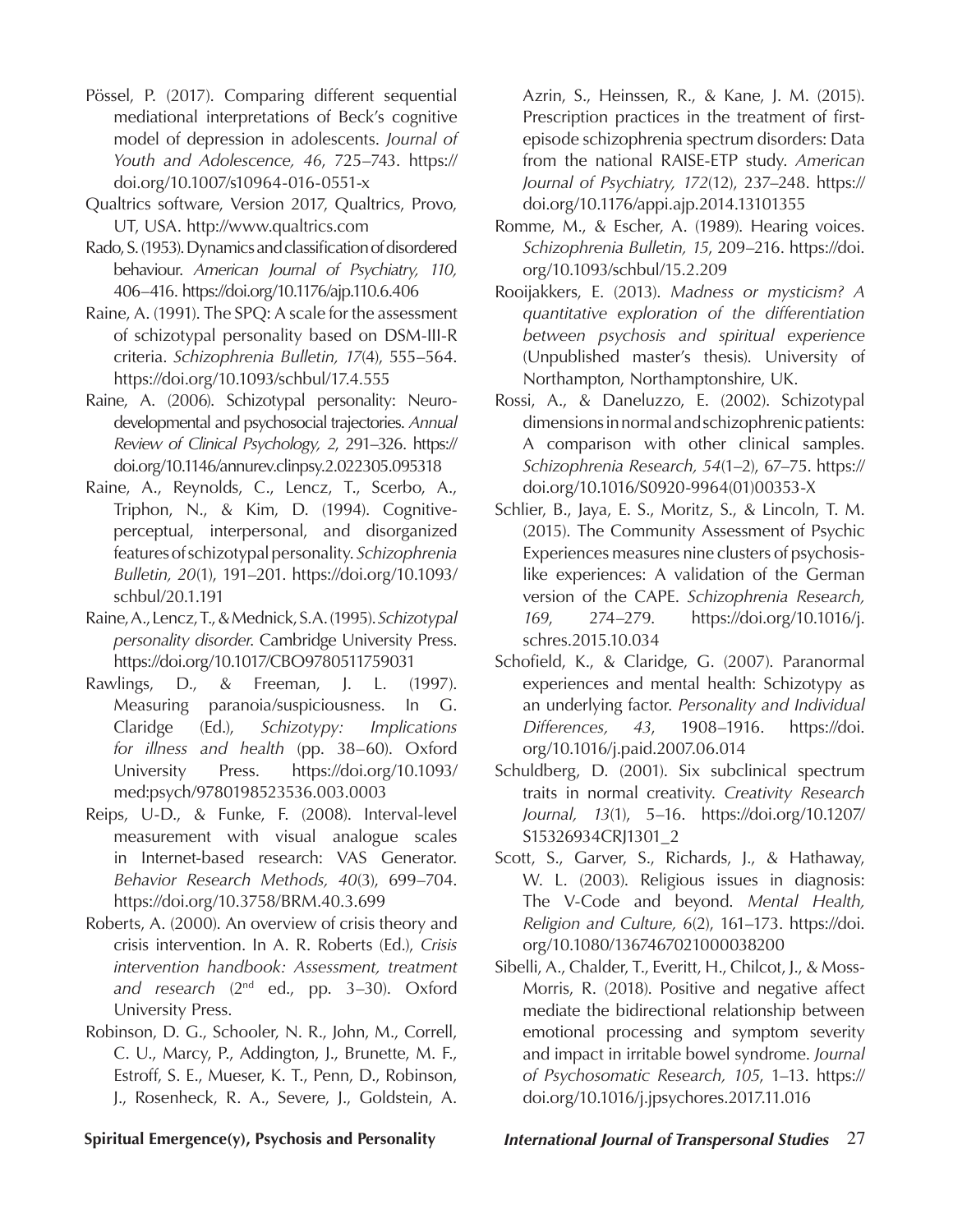Pössel, P. (2017). Comparing different sequential mediational interpretations of Beck's cognitive model of depression in adolescents. *Journal of Youth and Adolescence, 46*, 725–743. https://doi.org/10.1007/s10964-016-0551-x

Qualtrics software, Version 2017, Qualtrics, Provo, UT, USA. http://www.qualtrics.com

Rado, S. (1953). Dynamics and classification of disordered behaviour. *American Journal of Psychiatry, 110,* 406–416. https://doi.org/10.1176/ajp.110.6.406

Raine, A. (1991). The SPQ: A scale for the assessment of schizotypal personality based on DSM-III-R criteria. *Schizophrenia Bulletin, 17*(4), 555–564. https://doi.org/10.1093/schbul/17.4.555

Raine, A. (2006). Schizotypal personality: Neurodevelopmental and psychosocial trajectories. *Annual Review of Clinical Psychology, 2*, 291–326. https://doi.org/10.1146/annurev.clinpsy.2.022305.095318

Raine, A., Reynolds, C., Lencz, T., Scerbo, A., Triphon, N., & Kim, D. (1994). Cognitive-perceptual, interpersonal, and disorganized features of schizotypal personality. *Schizophrenia Bulletin, 20*(1), 191–201. https://doi.org/10.1093/schbul/20.1.191

Raine, A., Lencz, T., & Mednick, S.A. (1995). *Schizotypal personality disorder*. Cambridge University Press. https://doi.org/10.1017/CBO9780511759031

Rawlings, D., & Freeman, J. L. (1997). Measuring paranoia/suspiciousness. In G. Claridge (Ed.), *Schizotypy: Implications for illness and health* (pp. 38–60). Oxford University Press. https://doi.org/10.1093/med:psych/9780198523536.003.0003

Reips, U-D., & Funke, F. (2008). Interval-level measurement with visual analogue scales in Internet-based research: VAS Generator. *Behavior Research Methods, 40*(3), 699–704. https://doi.org/10.3758/BRM.40.3.699

Roberts, A. (2000). An overview of crisis theory and crisis intervention. In A. R. Roberts (Ed.), *Crisis intervention handbook: Assessment, treatment and research* (2nd ed., pp. 3–30). Oxford University Press.

Robinson, D. G., Schooler, N. R., John, M., Correll, C. U., Marcy, P., Addington, J., Brunette, M. F., Estroff, S. E., Mueser, K. T., Penn, D., Robinson, J., Rosenheck, R. A., Severe, J., Goldstein, A. Azrin, S., Heinssen, R., & Kane, J. M. (2015). Prescription practices in the treatment of first-episode schizophrenia spectrum disorders: Data from the national RAISE-ETP study. *American Journal of Psychiatry, 172*(12), 237–248. https://doi.org/10.1176/appi.ajp.2014.13101355

Romme, M., & Escher, A. (1989). Hearing voices. *Schizophrenia Bulletin, 15*, 209–216. https://doi.org/10.1093/schbul/15.2.209

Rooijakkers, E. (2013). *Madness or mysticism? A quantitative exploration of the differentiation between psychosis and spiritual experience* (Unpublished master's thesis). University of Northampton, Northamptonshire, UK.

Rossi, A., & Daneluzzo, E. (2002). Schizotypal dimensions in normal and schizophrenic patients: A comparison with other clinical samples. *Schizophrenia Research, 54*(1–2), 67–75. https://doi.org/10.1016/S0920-9964(01)00353-X

Schlier, B., Jaya, E. S., Moritz, S., & Lincoln, T. M. (2015). The Community Assessment of Psychic Experiences measures nine clusters of psychosis-like experiences: A validation of the German version of the CAPE. *Schizophrenia Research, 169*, 274–279. https://doi.org/10.1016/j.schres.2015.10.034

Schofield, K., & Claridge, G. (2007). Paranormal experiences and mental health: Schizotypy as an underlying factor. *Personality and Individual Differences, 43*, 1908–1916. https://doi.org/10.1016/j.paid.2007.06.014

Schuldberg, D. (2001). Six subclinical spectrum traits in normal creativity. *Creativity Research Journal, 13*(1), 5–16. https://doi.org/10.1207/S15326934CRJ1301_2

Scott, S., Garver, S., Richards, J., & Hathaway, W. L. (2003). Religious issues in diagnosis: The V-Code and beyond. *Mental Health, Religion and Culture, 6*(2), 161–173. https://doi.org/10.1080/1367467021000038200

Sibelli, A., Chalder, T., Everitt, H., Chilcot, J., & Moss-Morris, R. (2018). Positive and negative affect mediate the bidirectional relationship between emotional processing and symptom severity and impact in irritable bowel syndrome. *Journal of Psychosomatic Research, 105*, 1–13. https://doi.org/10.1016/j.jpsychores.2017.11.016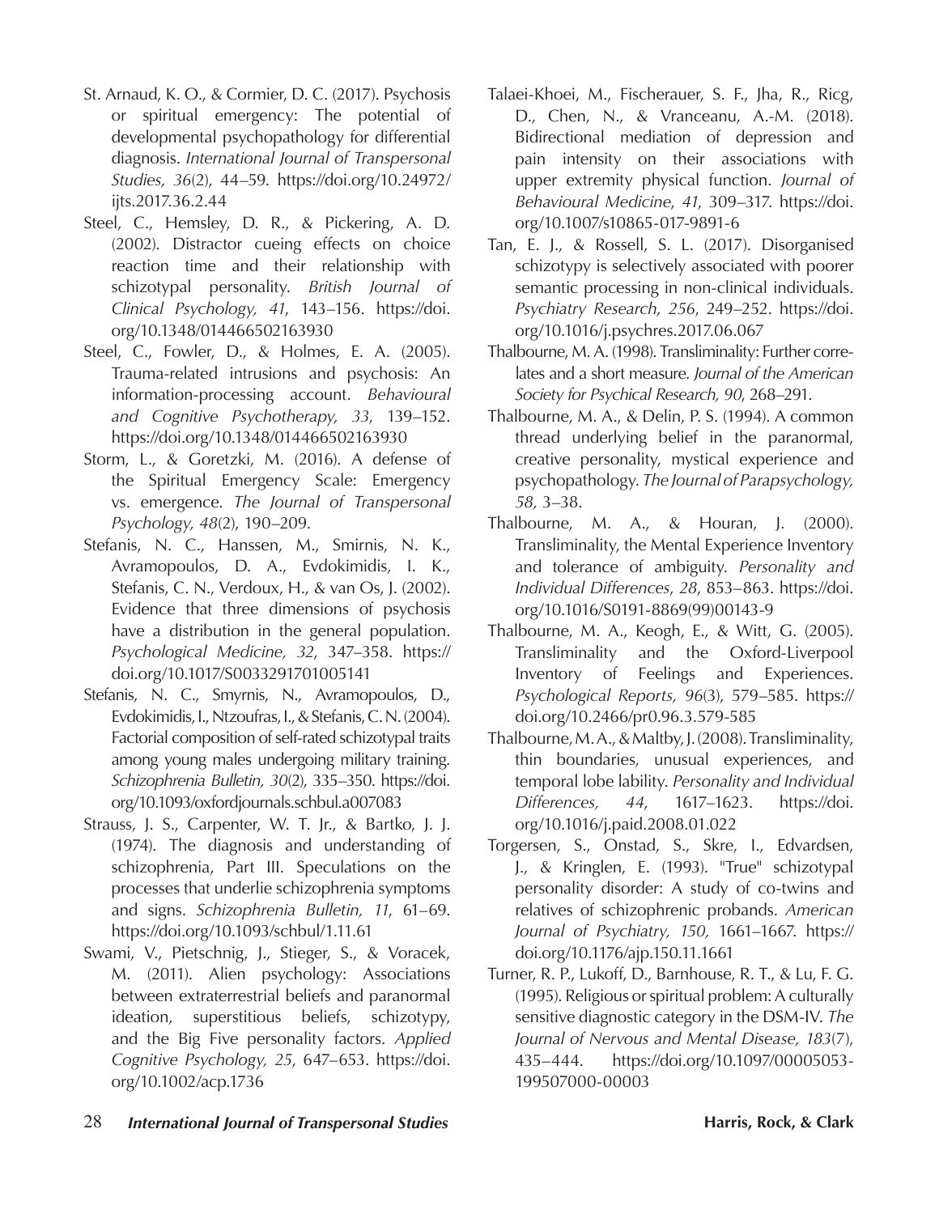St. Arnaud, K. O., & Cormier, D. C. (2017). Psychosis or spiritual emergency: The potential of developmental psychopathology for differential diagnosis. *International Journal of Transpersonal Studies, 36*(2), 44–59. https://doi.org/10.24972/ijts.2017.36.2.44

Steel, C., Hemsley, D. R., & Pickering, A. D. (2002). Distractor cueing effects on choice reaction time and their relationship with schizotypal personality. *British Journal of Clinical Psychology, 41*, 143–156. https://doi.org/10.1348/014466502163930

Steel, C., Fowler, D., & Holmes, E. A. (2005). Trauma-related intrusions and psychosis: An information-processing account. *Behavioural and Cognitive Psychotherapy, 33*, 139–152. https://doi.org/10.1348/014466502163930

Storm, L., & Goretzki, M. (2016). A defense of the Spiritual Emergency Scale: Emergency vs. emergence. *The Journal of Transpersonal Psychology, 48*(2), 190–209.

Stefanis, N. C., Hanssen, M., Smirnis, N. K., Avramopoulos, D. A., Evdokimidis, I. K., Stefanis, C. N., Verdoux, H., & van Os, J. (2002). Evidence that three dimensions of psychosis have a distribution in the general population. *Psychological Medicine, 32*, 347–358. https://doi.org/10.1017/S0033291701005141

Stefanis, N. C., Smyrnis, N., Avramopoulos, D., Evdokimidis, I., Ntzoufras, I., & Stefanis, C. N. (2004). Factorial composition of self-rated schizotypal traits among young males undergoing military training. *Schizophrenia Bulletin, 30*(2), 335–350. https://doi.org/10.1093/oxfordjournals.schbul.a007083

Strauss, J. S., Carpenter, W. T. Jr., & Bartko, J. J. (1974). The diagnosis and understanding of schizophrenia, Part III. Speculations on the processes that underlie schizophrenia symptoms and signs. *Schizophrenia Bulletin, 11*, 61–69. https://doi.org/10.1093/schbul/1.11.61

Swami, V., Pietschnig, J., Stieger, S., & Voracek, M. (2011). Alien psychology: Associations between extraterrestrial beliefs and paranormal ideation, superstitious beliefs, schizotypy, and the Big Five personality factors. *Applied Cognitive Psychology, 25*, 647–653. https://doi.org/10.1002/acp.1736

Talaei-Khoei, M., Fischerauer, S. F., Jha, R., Ricg, D., Chen, N., & Vranceanu, A.-M. (2018). Bidirectional mediation of depression and pain intensity on their associations with upper extremity physical function. *Journal of Behavioural Medicine*, *41*, 309–317. https://doi.org/10.1007/s10865-017-9891-6

Tan, E. J., & Rossell, S. L. (2017). Disorganised schizotypy is selectively associated with poorer semantic processing in non-clinical individuals. *Psychiatry Research, 256*, 249–252. https://doi.org/10.1016/j.psychres.2017.06.067

Thalbourne, M. A. (1998). Transliminality: Further correlates and a short measure. *Journal of the American Society for Psychical Research, 90*, 268–291.

Thalbourne, M. A., & Delin, P. S. (1994). A common thread underlying belief in the paranormal, creative personality, mystical experience and psychopathology. *The Journal of Parapsychology, 58,* 3–38.

Thalbourne, M. A., & Houran, J. (2000). Transliminality, the Mental Experience Inventory and tolerance of ambiguity. *Personality and Individual Differences*, *28*, 853–863. https://doi.org/10.1016/S0191-8869(99)00143-9

Thalbourne, M. A., Keogh, E., & Witt, G. (2005). Transliminality and the Oxford-Liverpool Inventory of Feelings and Experiences. *Psychological Reports, 96*(3), 579–585. https://doi.org/10.2466/pr0.96.3.579-585

Thalbourne, M. A., & Maltby, J. (2008). Transliminality, thin boundaries, unusual experiences, and temporal lobe lability. *Personality and Individual Differences, 44*, 1617–1623. https://doi.org/10.1016/j.paid.2008.01.022

Torgersen, S., Onstad, S., Skre, I., Edvardsen, J., & Kringlen, E. (1993). "True" schizotypal personality disorder: A study of co-twins and relatives of schizophrenic probands. *American Journal of Psychiatry, 150,* 1661–1667. https://doi.org/10.1176/ajp.150.11.1661

Turner, R. P., Lukoff, D., Barnhouse, R. T., & Lu, F. G. (1995). Religious or spiritual problem: A culturally sensitive diagnostic category in the DSM-IV. *The Journal of Nervous and Mental Disease, 183*(7), 435–444. https://doi.org/10.1097/00005053-199507000-00003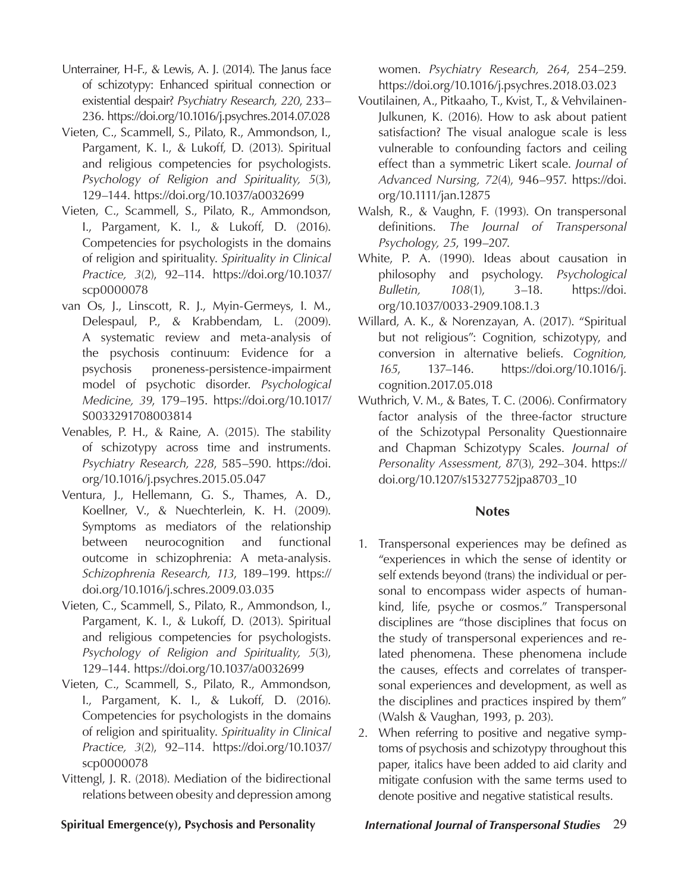Unterrainer, H-F., & Lewis, A. J. (2014). The Janus face of schizotypy: Enhanced spiritual connection or existential despair? *Psychiatry Research, 220*, 233–236. https://doi.org/10.1016/j.psychres.2014.07.028

Vieten, C., Scammell, S., Pilato, R., Ammondson, I., Pargament, K. I., & Lukoff, D. (2013). Spiritual and religious competencies for psychologists. *Psychology of Religion and Spirituality, 5*(3), 129–144. https://doi.org/10.1037/a0032699

Vieten, C., Scammell, S., Pilato, R., Ammondson, I., Pargament, K. I., & Lukoff, D. (2016). Competencies for psychologists in the domains of religion and spirituality. *Spirituality in Clinical Practice, 3*(2), 92–114. https://doi.org/10.1037/scp0000078

van Os, J., Linscott, R. J., Myin-Germeys, I. M., Delespaul, P., & Krabbendam, L. (2009). A systematic review and meta-analysis of the psychosis continuum: Evidence for a psychosis proneness-persistence-impairment model of psychotic disorder. *Psychological Medicine, 39*, 179–195. https://doi.org/10.1017/S0033291708003814

Venables, P. H., & Raine, A. (2015). The stability of schizotypy across time and instruments. *Psychiatry Research, 228*, 585–590. https://doi.org/10.1016/j.psychres.2015.05.047

Ventura, J., Hellemann, G. S., Thames, A. D., Koellner, V., & Nuechterlein, K. H. (2009). Symptoms as mediators of the relationship between neurocognition and functional outcome in schizophrenia: A meta-analysis. *Schizophrenia Research, 113*, 189–199. https://doi.org/10.1016/j.schres.2009.03.035

Vieten, C., Scammell, S., Pilato, R., Ammondson, I., Pargament, K. I., & Lukoff, D. (2013). Spiritual and religious competencies for psychologists. *Psychology of Religion and Spirituality, 5*(3), 129–144. https://doi.org/10.1037/a0032699

Vieten, C., Scammell, S., Pilato, R., Ammondson, I., Pargament, K. I., & Lukoff, D. (2016). Competencies for psychologists in the domains of religion and spirituality. *Spirituality in Clinical Practice, 3*(2), 92–114. https://doi.org/10.1037/scp0000078

Vittengl, J. R. (2018). Mediation of the bidirectional relations between obesity and depression among women. *Psychiatry Research, 264*, 254–259. https://doi.org/10.1016/j.psychres.2018.03.023

Voutilainen, A., Pitkaaho, T., Kvist, T., & Vehvilainen-Julkunen, K. (2016). How to ask about patient satisfaction? The visual analogue scale is less vulnerable to confounding factors and ceiling effect than a symmetric Likert scale. *Journal of Advanced Nursing, 72*(4), 946–957. https://doi.org/10.1111/jan.12875

Walsh, R., & Vaughn, F. (1993). On transpersonal definitions. *The Journal of Transpersonal Psychology, 25*, 199–207.

White, P. A. (1990). Ideas about causation in philosophy and psychology. *Psychological Bulletin, 108*(1), 3–18. https://doi.org/10.1037/0033-2909.108.1.3

Willard, A. K., & Norenzayan, A. (2017). "Spiritual but not religious": Cognition, schizotypy, and conversion in alternative beliefs. *Cognition, 165*, 137–146. https://doi.org/10.1016/j.cognition.2017.05.018

Wuthrich, V. M., & Bates, T. C. (2006). Confirmatory factor analysis of the three-factor structure of the Schizotypal Personality Questionnaire and Chapman Schizotypy Scales. *Journal of Personality Assessment, 87*(3), 292–304. https://doi.org/10.1207/s15327752jpa8703_10

## Notes

1. Transpersonal experiences may be defined as "experiences in which the sense of identity or self extends beyond (trans) the individual or personal to encompass wider aspects of humankind, life, psyche or cosmos." Transpersonal disciplines are "those disciplines that focus on the study of transpersonal experiences and related phenomena. These phenomena include the causes, effects and correlates of transpersonal experiences and development, as well as the disciplines and practices inspired by them" (Walsh & Vaughan, 1993, p. 203).
2. When referring to positive and negative symptoms of psychosis and schizotypy throughout this paper, italics have been added to aid clarity and mitigate confusion with the same terms used to denote positive and negative statistical results.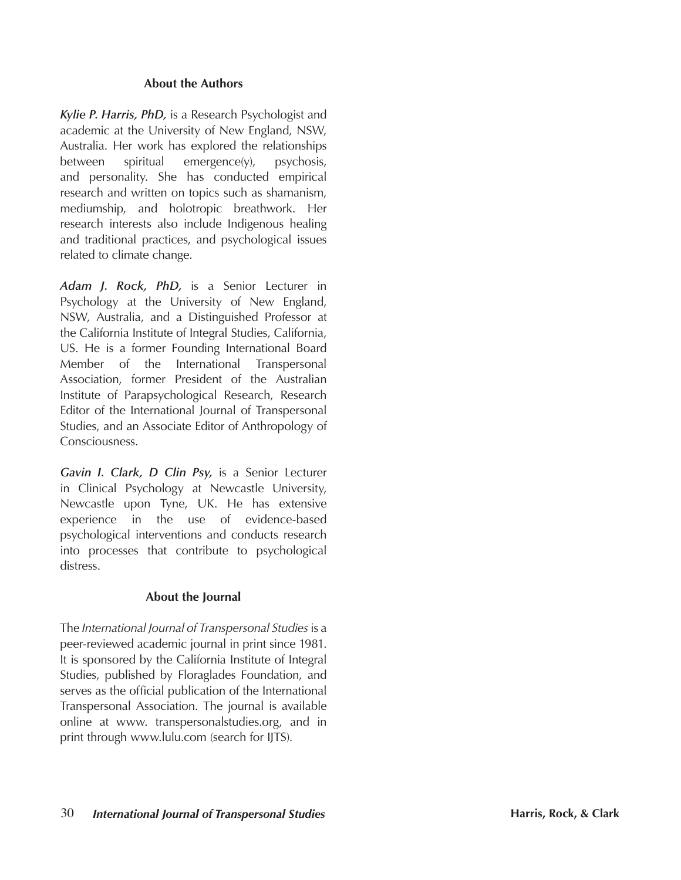## About the Authors

***Kylie P. Harris, PhD,*** is a Research Psychologist and academic at the University of New England, NSW, Australia. Her work has explored the relationships between spiritual emergence(y), psychosis, and personality. She has conducted empirical research and written on topics such as shamanism, mediumship, and holotropic breathwork. Her research interests also include Indigenous healing and traditional practices, and psychological issues related to climate change.

***Adam J. Rock, PhD,*** is a Senior Lecturer in Psychology at the University of New England, NSW, Australia, and a Distinguished Professor at the California Institute of Integral Studies, California, US. He is a former Founding International Board Member of the International Transpersonal Association, former President of the Australian Institute of Parapsychological Research, Research Editor of the International Journal of Transpersonal Studies, and an Associate Editor of Anthropology of Consciousness.

***Gavin I. Clark, D Clin Psy,*** is a Senior Lecturer in Clinical Psychology at Newcastle University, Newcastle upon Tyne, UK. He has extensive experience in the use of evidence-based psychological interventions and conducts research into processes that contribute to psychological distress.

## About the Journal

The *International Journal of Transpersonal Studies* is a peer-reviewed academic journal in print since 1981. It is sponsored by the California Institute of Integral Studies, published by Floraglades Foundation, and serves as the official publication of the International Transpersonal Association. The journal is available online at www. transpersonalstudies.org, and in print through www.lulu.com (search for IJTS).